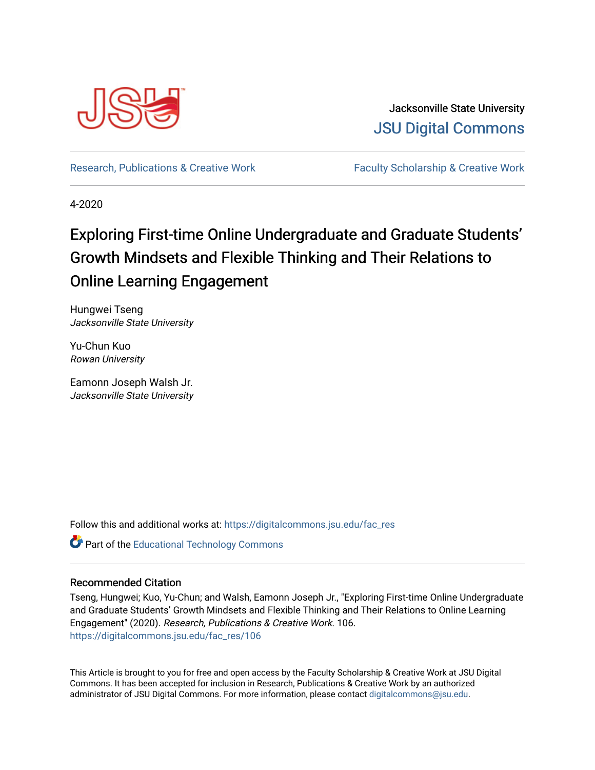Jacksonville State University

JSU Digital Commons

Research, Publications & Creative Work

Faculty Scholarship & Creative Work

4-2020

# Exploring First-time Online Undergraduate and Graduate Students' Growth Mindsets and Flexible Thinking and Their Relations to Online Learning Engagement

Hungwei Tseng
*Jacksonville State University*

Yu-Chun Kuo
*Rowan University*

Eamonn Joseph Walsh Jr.
*Jacksonville State University*

Follow this and additional works at: https://digitalcommons.jsu.edu/fac_res

Part of the Educational Technology Commons

## Recommended Citation

Tseng, Hungwei; Kuo, Yu-Chun; and Walsh, Eamonn Joseph Jr., "Exploring First-time Online Undergraduate and Graduate Students' Growth Mindsets and Flexible Thinking and Their Relations to Online Learning Engagement" (2020). *Research, Publications & Creative Work*. 106.
https://digitalcommons.jsu.edu/fac_res/106

This Article is brought to you for free and open access by the Faculty Scholarship & Creative Work at JSU Digital Commons. It has been accepted for inclusion in Research, Publications & Creative Work by an authorized administrator of JSU Digital Commons. For more information, please contact digitalcommons@jsu.edu.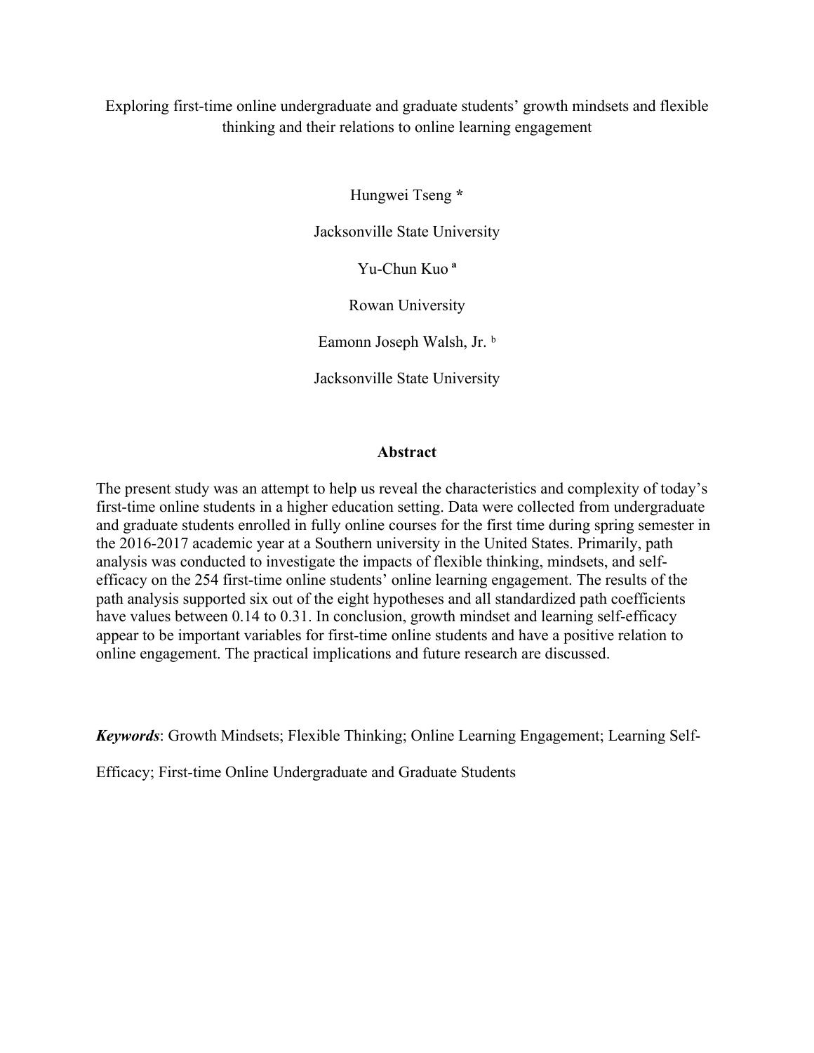# Exploring first-time online undergraduate and graduate students' growth mindsets and flexible thinking and their relations to online learning engagement

Hungwei Tseng *

Jacksonville State University

Yu-Chun Kuo [a]

Rowan University

Eamonn Joseph Walsh, Jr. [b]

Jacksonville State University

## Abstract

The present study was an attempt to help us reveal the characteristics and complexity of today's first-time online students in a higher education setting. Data were collected from undergraduate and graduate students enrolled in fully online courses for the first time during spring semester in the 2016-2017 academic year at a Southern university in the United States. Primarily, path analysis was conducted to investigate the impacts of flexible thinking, mindsets, and self-efficacy on the 254 first-time online students' online learning engagement. The results of the path analysis supported six out of the eight hypotheses and all standardized path coefficients have values between 0.14 to 0.31. In conclusion, growth mindset and learning self-efficacy appear to be important variables for first-time online students and have a positive relation to online engagement. The practical implications and future research are discussed.

***Keywords***: Growth Mindsets; Flexible Thinking; Online Learning Engagement; Learning Self-Efficacy; First-time Online Undergraduate and Graduate Students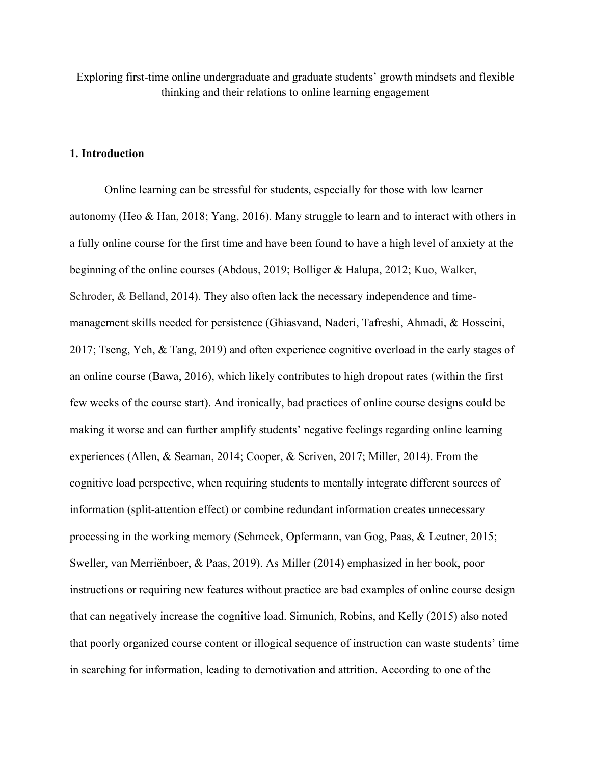Exploring first-time online undergraduate and graduate students' growth mindsets and flexible thinking and their relations to online learning engagement

## 1. Introduction

Online learning can be stressful for students, especially for those with low learner autonomy (Heo & Han, 2018; Yang, 2016). Many struggle to learn and to interact with others in a fully online course for the first time and have been found to have a high level of anxiety at the beginning of the online courses (Abdous, 2019; Bolliger & Halupa, 2012; Kuo, Walker, Schroder, & Belland, 2014). They also often lack the necessary independence and time-management skills needed for persistence (Ghiasvand, Naderi, Tafreshi, Ahmadi, & Hosseini, 2017; Tseng, Yeh, & Tang, 2019) and often experience cognitive overload in the early stages of an online course (Bawa, 2016), which likely contributes to high dropout rates (within the first few weeks of the course start). And ironically, bad practices of online course designs could be making it worse and can further amplify students' negative feelings regarding online learning experiences (Allen, & Seaman, 2014; Cooper, & Scriven, 2017; Miller, 2014). From the cognitive load perspective, when requiring students to mentally integrate different sources of information (split-attention effect) or combine redundant information creates unnecessary processing in the working memory (Schmeck, Opfermann, van Gog, Paas, & Leutner, 2015; Sweller, van Merriënboer, & Paas, 2019). As Miller (2014) emphasized in her book, poor instructions or requiring new features without practice are bad examples of online course design that can negatively increase the cognitive load. Simunich, Robins, and Kelly (2015) also noted that poorly organized course content or illogical sequence of instruction can waste students' time in searching for information, leading to demotivation and attrition. According to one of the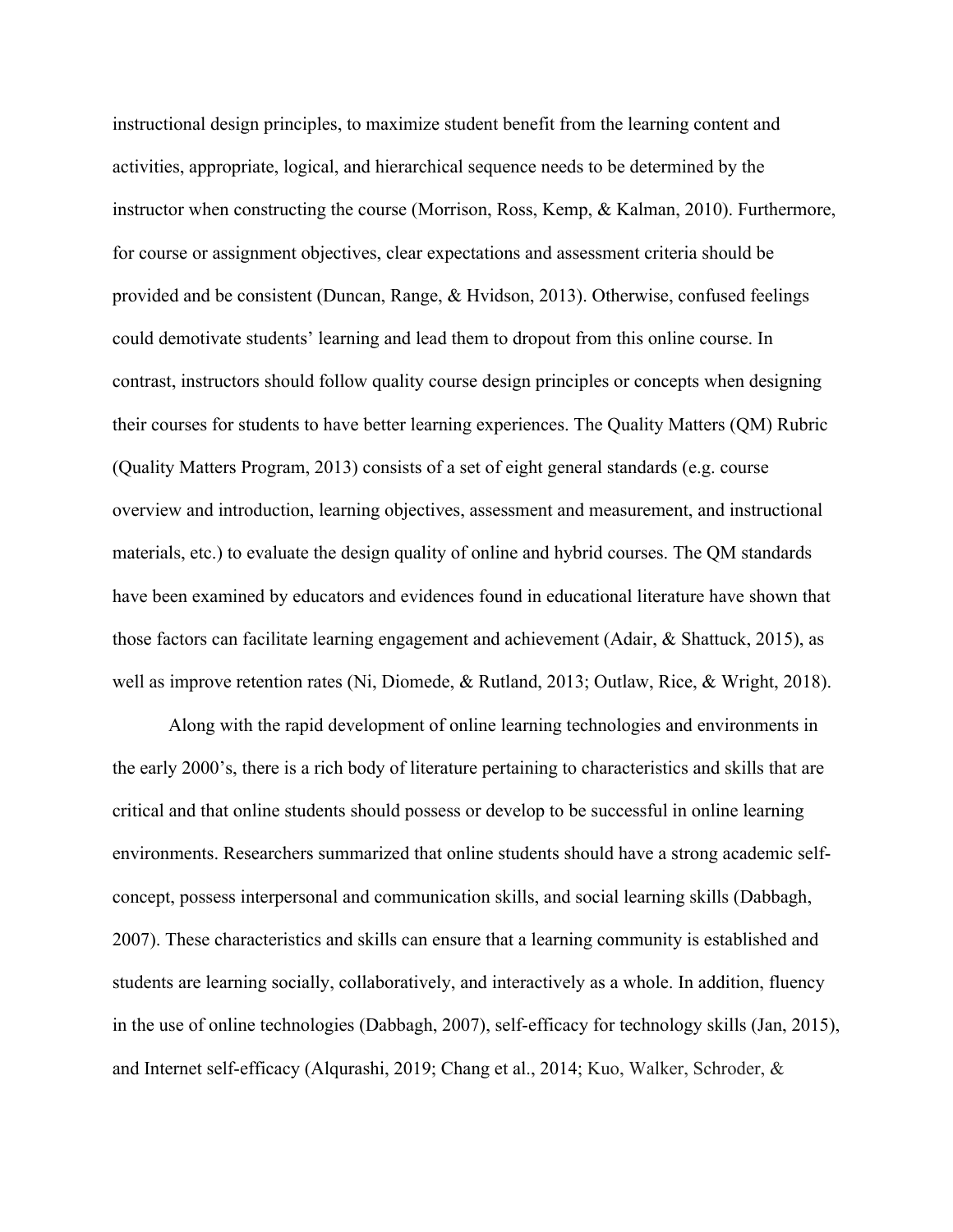instructional design principles, to maximize student benefit from the learning content and activities, appropriate, logical, and hierarchical sequence needs to be determined by the instructor when constructing the course (Morrison, Ross, Kemp, & Kalman, 2010). Furthermore, for course or assignment objectives, clear expectations and assessment criteria should be provided and be consistent (Duncan, Range, & Hvidson, 2013). Otherwise, confused feelings could demotivate students' learning and lead them to dropout from this online course. In contrast, instructors should follow quality course design principles or concepts when designing their courses for students to have better learning experiences. The Quality Matters (QM) Rubric (Quality Matters Program, 2013) consists of a set of eight general standards (e.g. course overview and introduction, learning objectives, assessment and measurement, and instructional materials, etc.) to evaluate the design quality of online and hybrid courses. The QM standards have been examined by educators and evidences found in educational literature have shown that those factors can facilitate learning engagement and achievement (Adair, & Shattuck, 2015), as well as improve retention rates (Ni, Diomede, & Rutland, 2013; Outlaw, Rice, & Wright, 2018).

Along with the rapid development of online learning technologies and environments in the early 2000's, there is a rich body of literature pertaining to characteristics and skills that are critical and that online students should possess or develop to be successful in online learning environments. Researchers summarized that online students should have a strong academic self-concept, possess interpersonal and communication skills, and social learning skills (Dabbagh, 2007). These characteristics and skills can ensure that a learning community is established and students are learning socially, collaboratively, and interactively as a whole. In addition, fluency in the use of online technologies (Dabbagh, 2007), self-efficacy for technology skills (Jan, 2015), and Internet self-efficacy (Alqurashi, 2019; Chang et al., 2014; Kuo, Walker, Schroder, &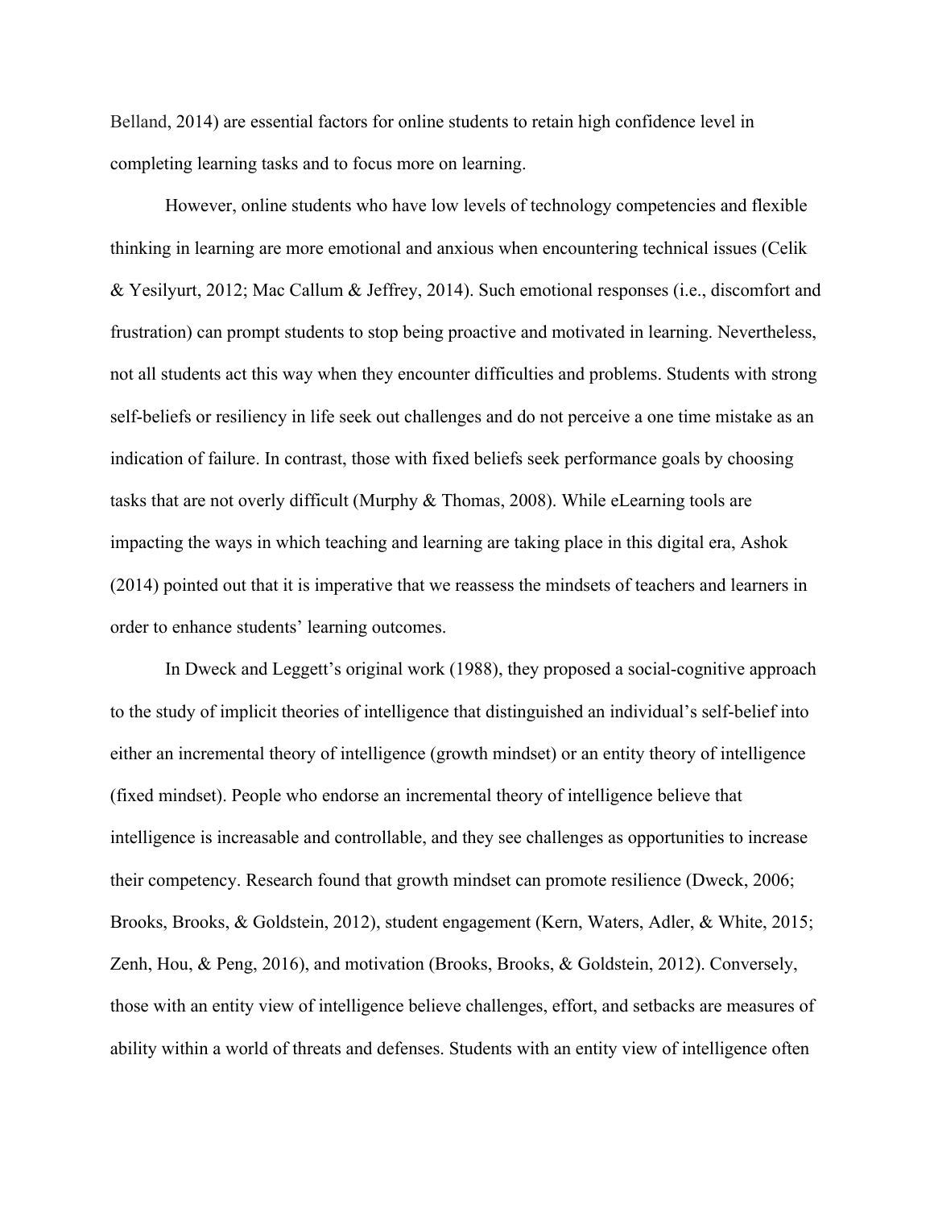Belland, 2014) are essential factors for online students to retain high confidence level in completing learning tasks and to focus more on learning.

However, online students who have low levels of technology competencies and flexible thinking in learning are more emotional and anxious when encountering technical issues (Celik & Yesilyurt, 2012; Mac Callum & Jeffrey, 2014). Such emotional responses (i.e., discomfort and frustration) can prompt students to stop being proactive and motivated in learning. Nevertheless, not all students act this way when they encounter difficulties and problems. Students with strong self-beliefs or resiliency in life seek out challenges and do not perceive a one time mistake as an indication of failure. In contrast, those with fixed beliefs seek performance goals by choosing tasks that are not overly difficult (Murphy & Thomas, 2008). While eLearning tools are impacting the ways in which teaching and learning are taking place in this digital era, Ashok (2014) pointed out that it is imperative that we reassess the mindsets of teachers and learners in order to enhance students' learning outcomes.

In Dweck and Leggett's original work (1988), they proposed a social-cognitive approach to the study of implicit theories of intelligence that distinguished an individual's self-belief into either an incremental theory of intelligence (growth mindset) or an entity theory of intelligence (fixed mindset). People who endorse an incremental theory of intelligence believe that intelligence is increasable and controllable, and they see challenges as opportunities to increase their competency. Research found that growth mindset can promote resilience (Dweck, 2006; Brooks, Brooks, & Goldstein, 2012), student engagement (Kern, Waters, Adler, & White, 2015; Zenh, Hou, & Peng, 2016), and motivation (Brooks, Brooks, & Goldstein, 2012). Conversely, those with an entity view of intelligence believe challenges, effort, and setbacks are measures of ability within a world of threats and defenses. Students with an entity view of intelligence often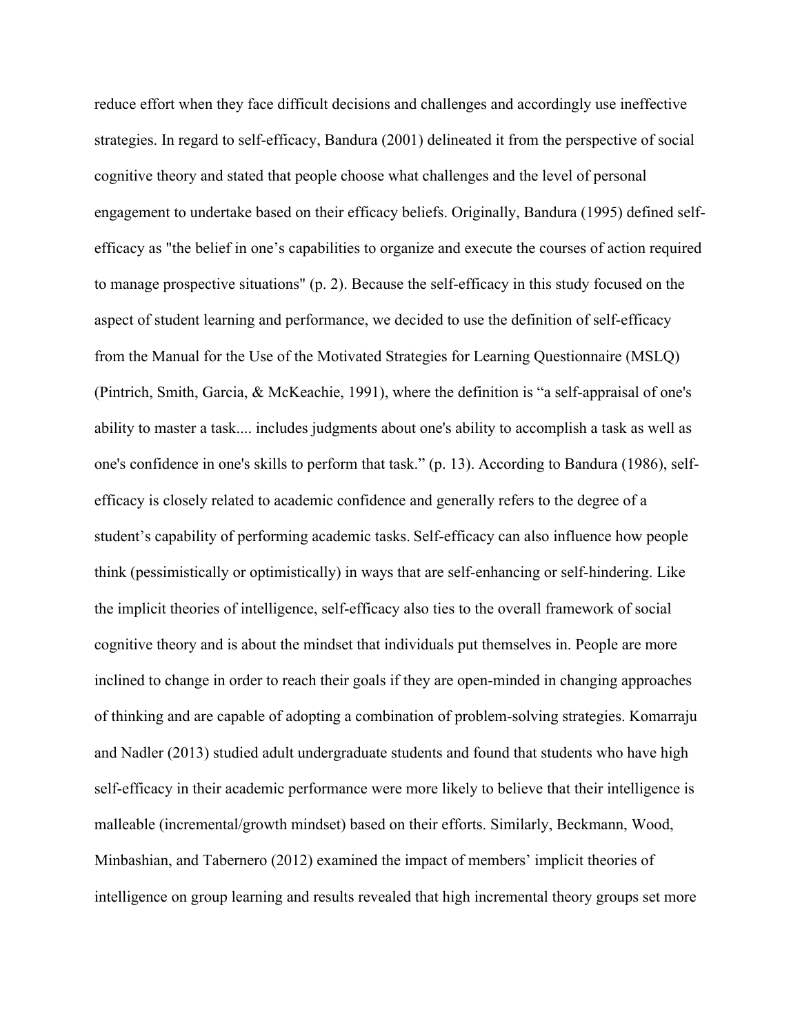reduce effort when they face difficult decisions and challenges and accordingly use ineffective strategies. In regard to self-efficacy, Bandura (2001) delineated it from the perspective of social cognitive theory and stated that people choose what challenges and the level of personal engagement to undertake based on their efficacy beliefs. Originally, Bandura (1995) defined self-efficacy as "the belief in one's capabilities to organize and execute the courses of action required to manage prospective situations" (p. 2). Because the self-efficacy in this study focused on the aspect of student learning and performance, we decided to use the definition of self-efficacy from the Manual for the Use of the Motivated Strategies for Learning Questionnaire (MSLQ) (Pintrich, Smith, Garcia, & McKeachie, 1991), where the definition is "a self-appraisal of one's ability to master a task.... includes judgments about one's ability to accomplish a task as well as one's confidence in one's skills to perform that task." (p. 13). According to Bandura (1986), self-efficacy is closely related to academic confidence and generally refers to the degree of a student's capability of performing academic tasks. Self-efficacy can also influence how people think (pessimistically or optimistically) in ways that are self-enhancing or self-hindering. Like the implicit theories of intelligence, self-efficacy also ties to the overall framework of social cognitive theory and is about the mindset that individuals put themselves in. People are more inclined to change in order to reach their goals if they are open-minded in changing approaches of thinking and are capable of adopting a combination of problem-solving strategies. Komarraju and Nadler (2013) studied adult undergraduate students and found that students who have high self-efficacy in their academic performance were more likely to believe that their intelligence is malleable (incremental/growth mindset) based on their efforts. Similarly, Beckmann, Wood, Minbashian, and Tabernero (2012) examined the impact of members' implicit theories of intelligence on group learning and results revealed that high incremental theory groups set more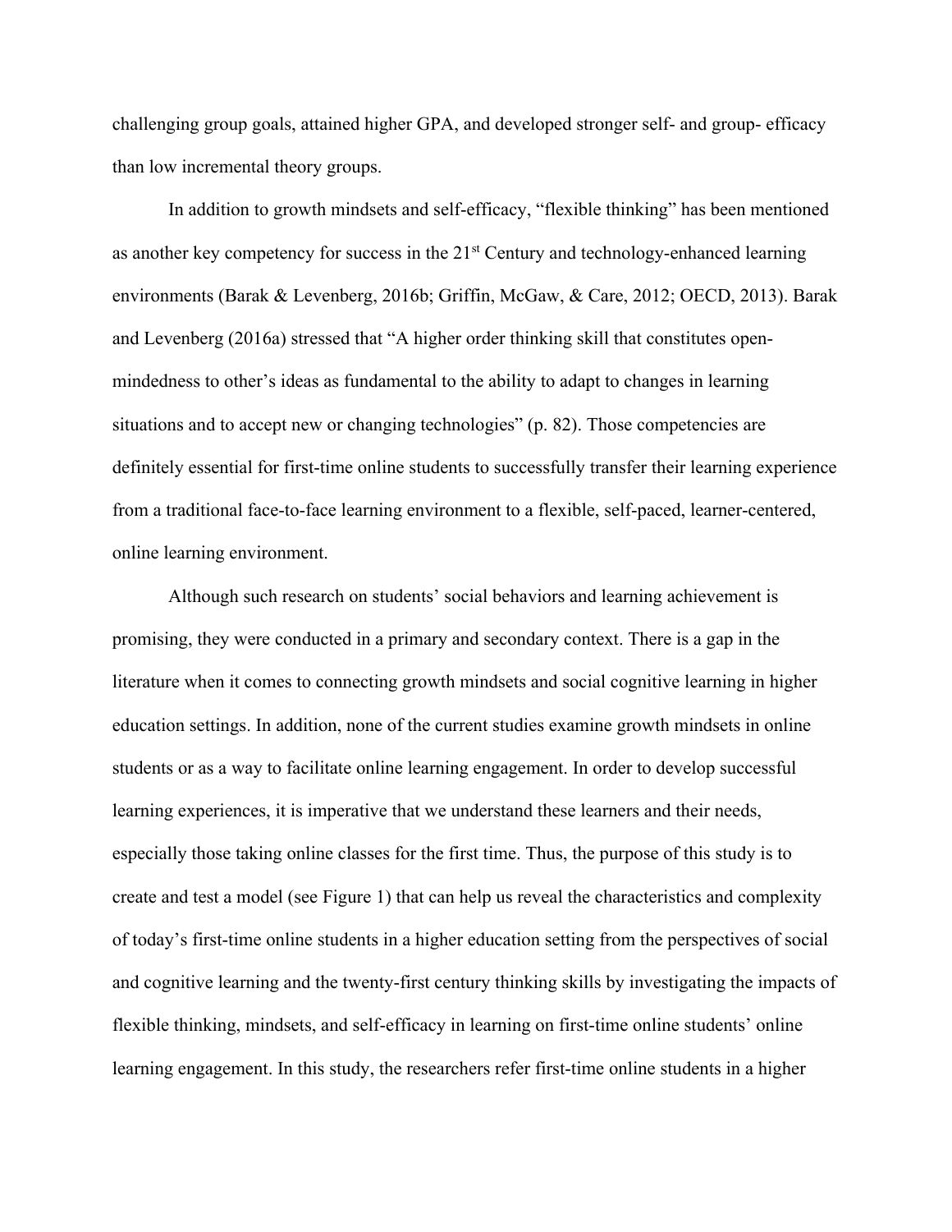challenging group goals, attained higher GPA, and developed stronger self- and group- efficacy than low incremental theory groups.

In addition to growth mindsets and self-efficacy, “flexible thinking” has been mentioned as another key competency for success in the 21st Century and technology-enhanced learning environments (Barak & Levenberg, 2016b; Griffin, McGaw, & Care, 2012; OECD, 2013). Barak and Levenberg (2016a) stressed that “A higher order thinking skill that constitutes open-mindedness to other’s ideas as fundamental to the ability to adapt to changes in learning situations and to accept new or changing technologies” (p. 82). Those competencies are definitely essential for first-time online students to successfully transfer their learning experience from a traditional face-to-face learning environment to a flexible, self-paced, learner-centered, online learning environment.

Although such research on students’ social behaviors and learning achievement is promising, they were conducted in a primary and secondary context. There is a gap in the literature when it comes to connecting growth mindsets and social cognitive learning in higher education settings. In addition, none of the current studies examine growth mindsets in online students or as a way to facilitate online learning engagement. In order to develop successful learning experiences, it is imperative that we understand these learners and their needs, especially those taking online classes for the first time. Thus, the purpose of this study is to create and test a model (see Figure 1) that can help us reveal the characteristics and complexity of today’s first-time online students in a higher education setting from the perspectives of social and cognitive learning and the twenty-first century thinking skills by investigating the impacts of flexible thinking, mindsets, and self-efficacy in learning on first-time online students’ online learning engagement. In this study, the researchers refer first-time online students in a higher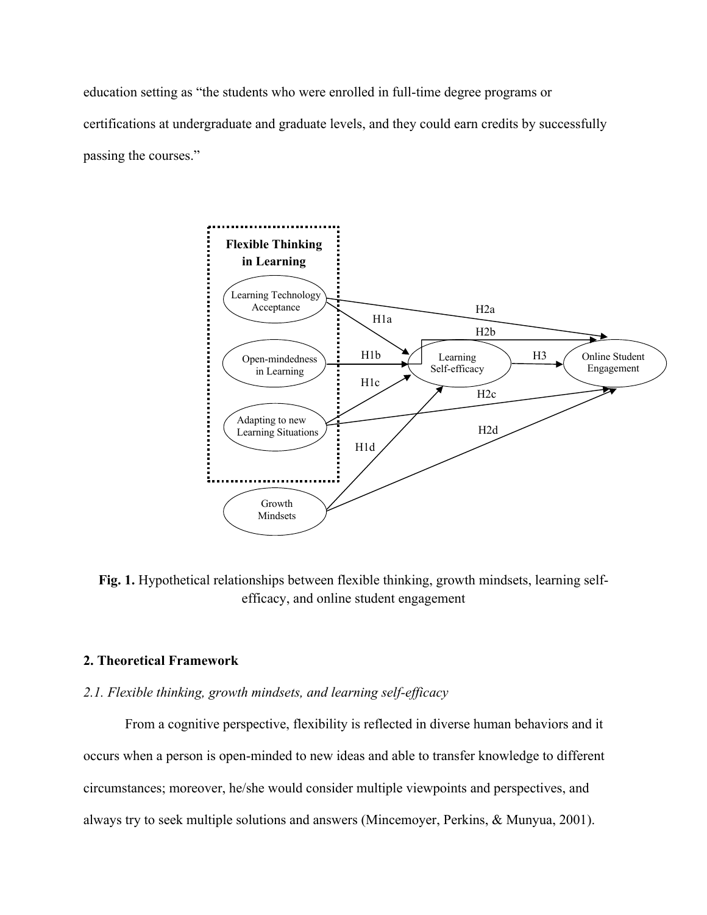education setting as "the students who were enrolled in full-time degree programs or certifications at undergraduate and graduate levels, and they could earn credits by successfully passing the courses."

**Fig. 1.** Hypothetical relationships between flexible thinking, growth mindsets, learning self-efficacy, and online student engagement

## 2. Theoretical Framework

### *2.1. Flexible thinking, growth mindsets, and learning self-efficacy*

From a cognitive perspective, flexibility is reflected in diverse human behaviors and it occurs when a person is open-minded to new ideas and able to transfer knowledge to different circumstances; moreover, he/she would consider multiple viewpoints and perspectives, and always try to seek multiple solutions and answers (Mincemoyer, Perkins, & Munyua, 2001).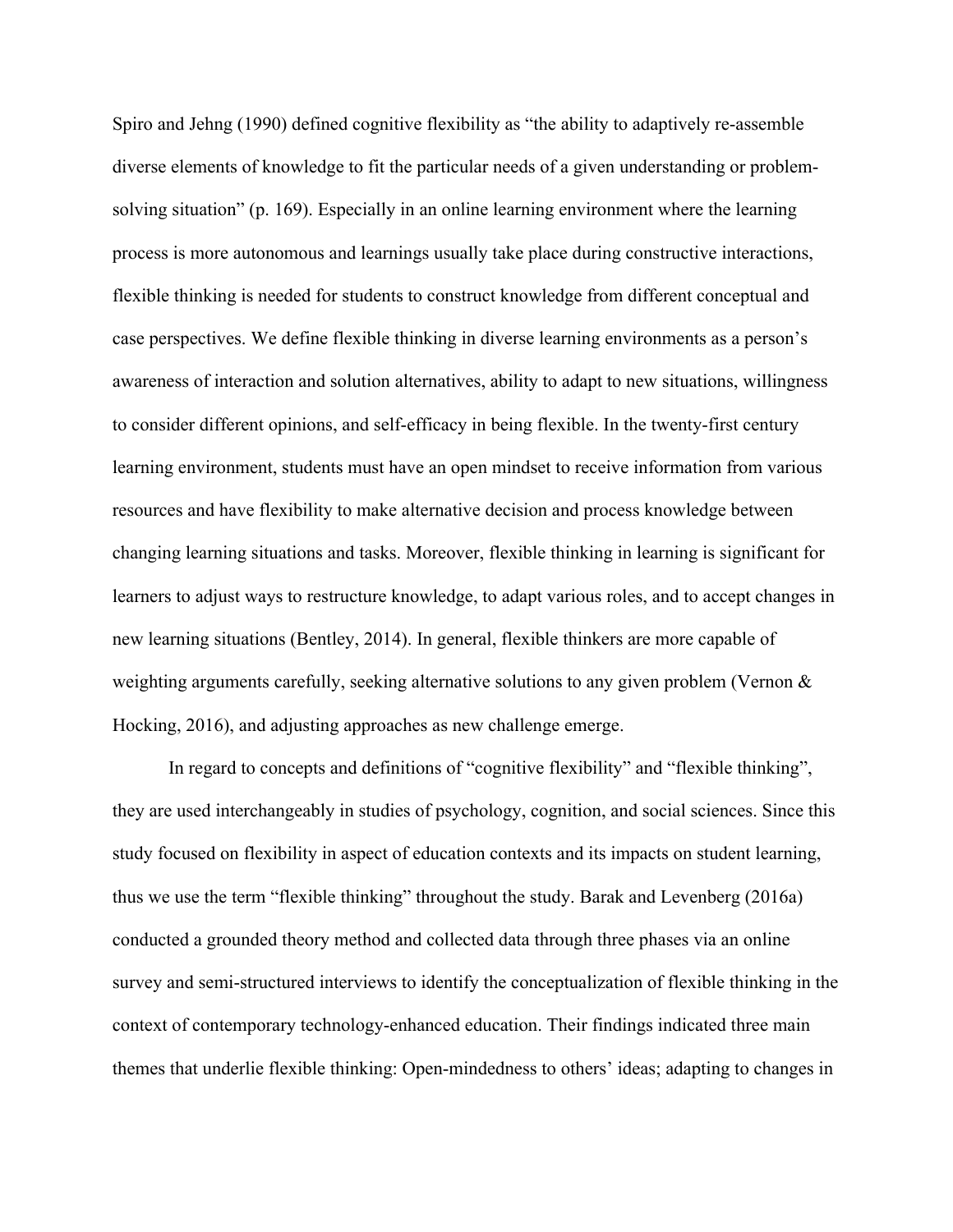Spiro and Jehng (1990) defined cognitive flexibility as "the ability to adaptively re-assemble diverse elements of knowledge to fit the particular needs of a given understanding or problem-solving situation" (p. 169). Especially in an online learning environment where the learning process is more autonomous and learnings usually take place during constructive interactions, flexible thinking is needed for students to construct knowledge from different conceptual and case perspectives. We define flexible thinking in diverse learning environments as a person's awareness of interaction and solution alternatives, ability to adapt to new situations, willingness to consider different opinions, and self-efficacy in being flexible. In the twenty-first century learning environment, students must have an open mindset to receive information from various resources and have flexibility to make alternative decision and process knowledge between changing learning situations and tasks. Moreover, flexible thinking in learning is significant for learners to adjust ways to restructure knowledge, to adapt various roles, and to accept changes in new learning situations (Bentley, 2014). In general, flexible thinkers are more capable of weighting arguments carefully, seeking alternative solutions to any given problem (Vernon & Hocking, 2016), and adjusting approaches as new challenge emerge.

In regard to concepts and definitions of "cognitive flexibility" and "flexible thinking", they are used interchangeably in studies of psychology, cognition, and social sciences. Since this study focused on flexibility in aspect of education contexts and its impacts on student learning, thus we use the term "flexible thinking" throughout the study. Barak and Levenberg (2016a) conducted a grounded theory method and collected data through three phases via an online survey and semi-structured interviews to identify the conceptualization of flexible thinking in the context of contemporary technology-enhanced education. Their findings indicated three main themes that underlie flexible thinking: Open-mindedness to others' ideas; adapting to changes in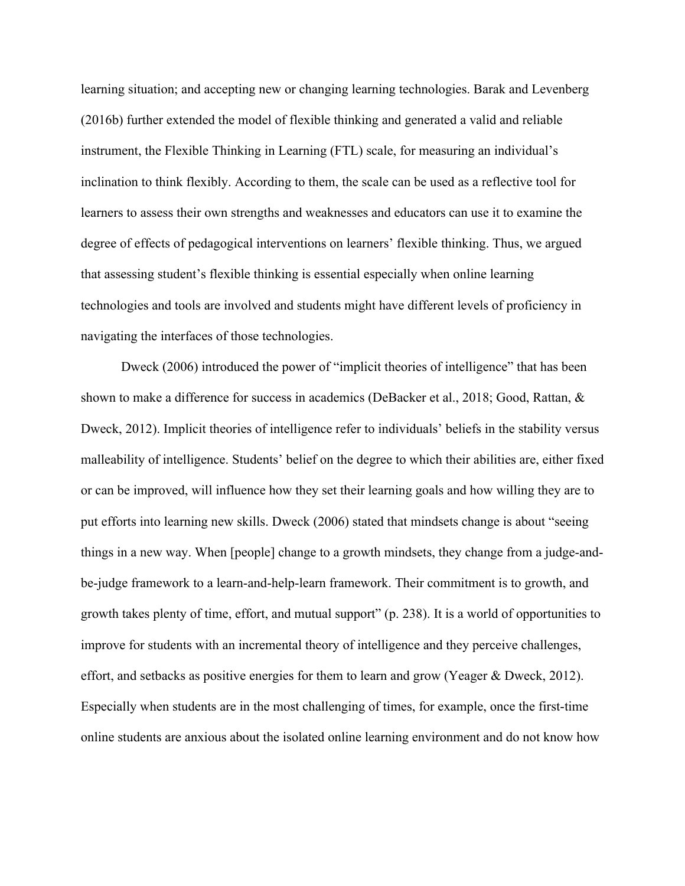learning situation; and accepting new or changing learning technologies. Barak and Levenberg (2016b) further extended the model of flexible thinking and generated a valid and reliable instrument, the Flexible Thinking in Learning (FTL) scale, for measuring an individual's inclination to think flexibly. According to them, the scale can be used as a reflective tool for learners to assess their own strengths and weaknesses and educators can use it to examine the degree of effects of pedagogical interventions on learners' flexible thinking. Thus, we argued that assessing student's flexible thinking is essential especially when online learning technologies and tools are involved and students might have different levels of proficiency in navigating the interfaces of those technologies.

Dweck (2006) introduced the power of "implicit theories of intelligence" that has been shown to make a difference for success in academics (DeBacker et al., 2018; Good, Rattan, & Dweck, 2012). Implicit theories of intelligence refer to individuals' beliefs in the stability versus malleability of intelligence. Students' belief on the degree to which their abilities are, either fixed or can be improved, will influence how they set their learning goals and how willing they are to put efforts into learning new skills. Dweck (2006) stated that mindsets change is about "seeing things in a new way. When [people] change to a growth mindsets, they change from a judge-and-be-judge framework to a learn-and-help-learn framework. Their commitment is to growth, and growth takes plenty of time, effort, and mutual support" (p. 238). It is a world of opportunities to improve for students with an incremental theory of intelligence and they perceive challenges, effort, and setbacks as positive energies for them to learn and grow (Yeager & Dweck, 2012). Especially when students are in the most challenging of times, for example, once the first-time online students are anxious about the isolated online learning environment and do not know how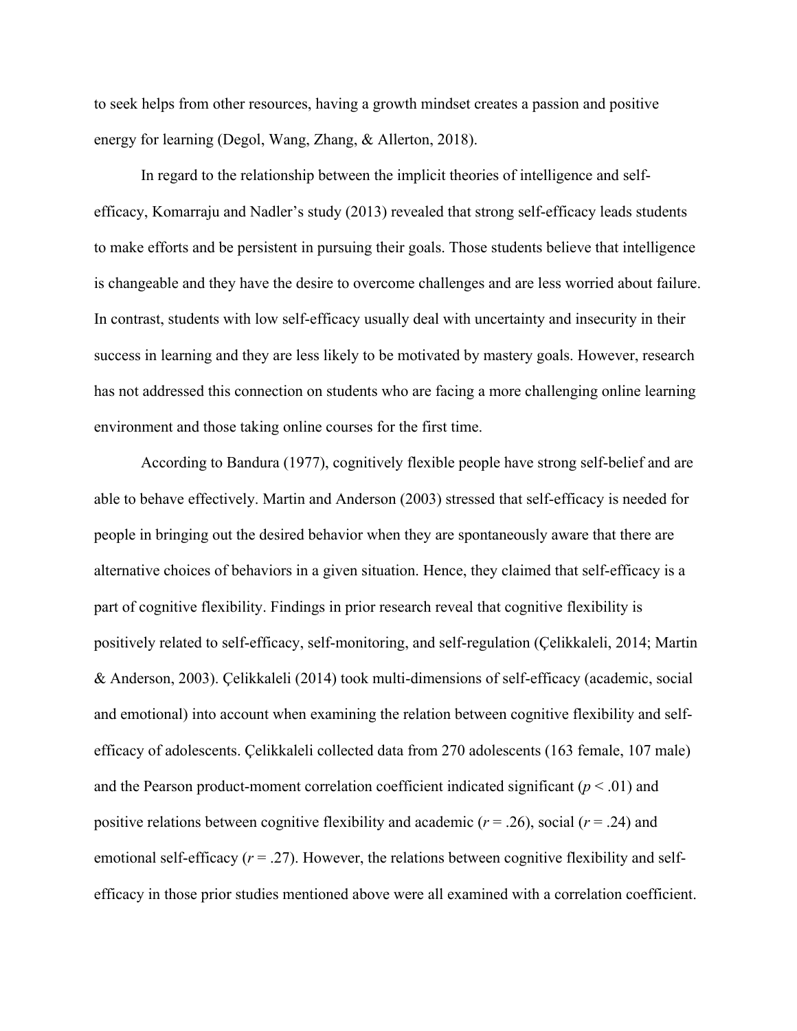to seek helps from other resources, having a growth mindset creates a passion and positive energy for learning (Degol, Wang, Zhang, & Allerton, 2018).

In regard to the relationship between the implicit theories of intelligence and self-efficacy, Komarraju and Nadler's study (2013) revealed that strong self-efficacy leads students to make efforts and be persistent in pursuing their goals. Those students believe that intelligence is changeable and they have the desire to overcome challenges and are less worried about failure. In contrast, students with low self-efficacy usually deal with uncertainty and insecurity in their success in learning and they are less likely to be motivated by mastery goals. However, research has not addressed this connection on students who are facing a more challenging online learning environment and those taking online courses for the first time.

According to Bandura (1977), cognitively flexible people have strong self-belief and are able to behave effectively. Martin and Anderson (2003) stressed that self-efficacy is needed for people in bringing out the desired behavior when they are spontaneously aware that there are alternative choices of behaviors in a given situation. Hence, they claimed that self-efficacy is a part of cognitive flexibility. Findings in prior research reveal that cognitive flexibility is positively related to self-efficacy, self-monitoring, and self-regulation (Çelikkaleli, 2014; Martin & Anderson, 2003). Çelikkaleli (2014) took multi-dimensions of self-efficacy (academic, social and emotional) into account when examining the relation between cognitive flexibility and self-efficacy of adolescents. Çelikkaleli collected data from 270 adolescents (163 female, 107 male) and the Pearson product-moment correlation coefficient indicated significant ($p < .01$) and positive relations between cognitive flexibility and academic ($r = .26$), social ($r = .24$) and emotional self-efficacy ($r = .27$). However, the relations between cognitive flexibility and self-efficacy in those prior studies mentioned above were all examined with a correlation coefficient.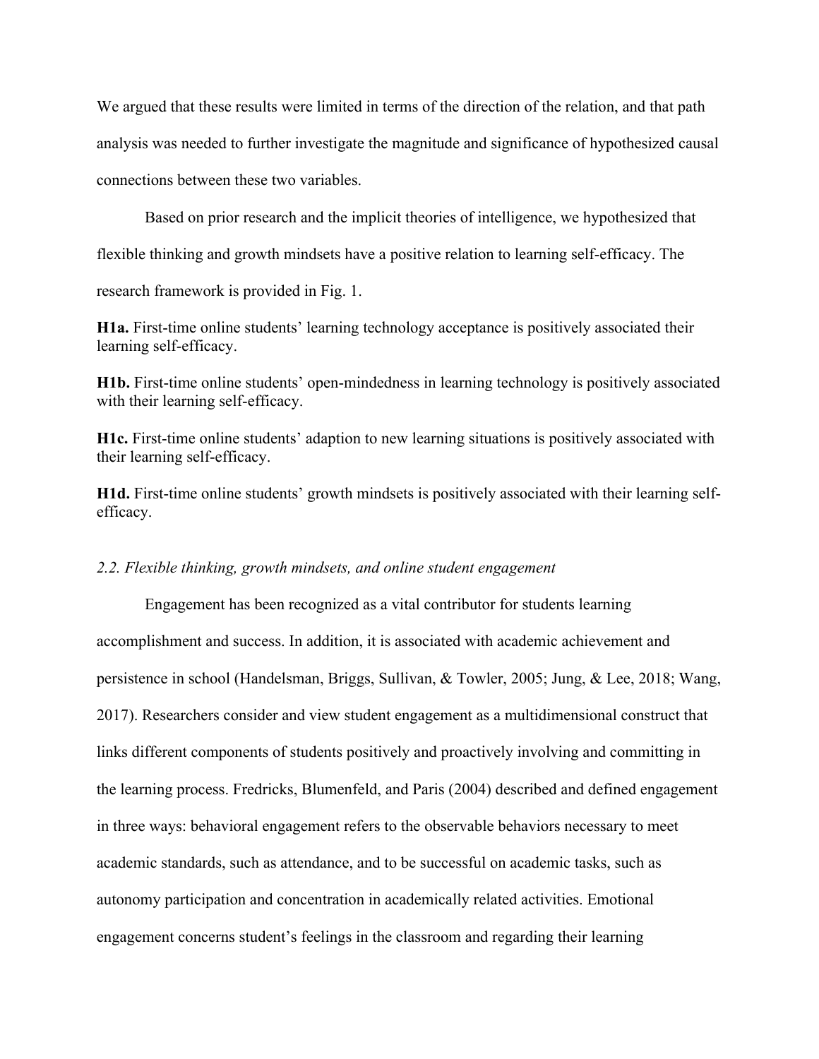We argued that these results were limited in terms of the direction of the relation, and that path analysis was needed to further investigate the magnitude and significance of hypothesized causal connections between these two variables.

Based on prior research and the implicit theories of intelligence, we hypothesized that flexible thinking and growth mindsets have a positive relation to learning self-efficacy. The research framework is provided in Fig. 1.

**H1a.** First-time online students' learning technology acceptance is positively associated their learning self-efficacy.

**H1b.** First-time online students' open-mindedness in learning technology is positively associated with their learning self-efficacy.

**H1c.** First-time online students' adaption to new learning situations is positively associated with their learning self-efficacy.

**H1d.** First-time online students' growth mindsets is positively associated with their learning self-efficacy.

### *2.2. Flexible thinking, growth mindsets, and online student engagement*

Engagement has been recognized as a vital contributor for students learning accomplishment and success. In addition, it is associated with academic achievement and persistence in school (Handelsman, Briggs, Sullivan, & Towler, 2005; Jung, & Lee, 2018; Wang, 2017). Researchers consider and view student engagement as a multidimensional construct that links different components of students positively and proactively involving and committing in the learning process. Fredricks, Blumenfeld, and Paris (2004) described and defined engagement in three ways: behavioral engagement refers to the observable behaviors necessary to meet academic standards, such as attendance, and to be successful on academic tasks, such as autonomy participation and concentration in academically related activities. Emotional engagement concerns student's feelings in the classroom and regarding their learning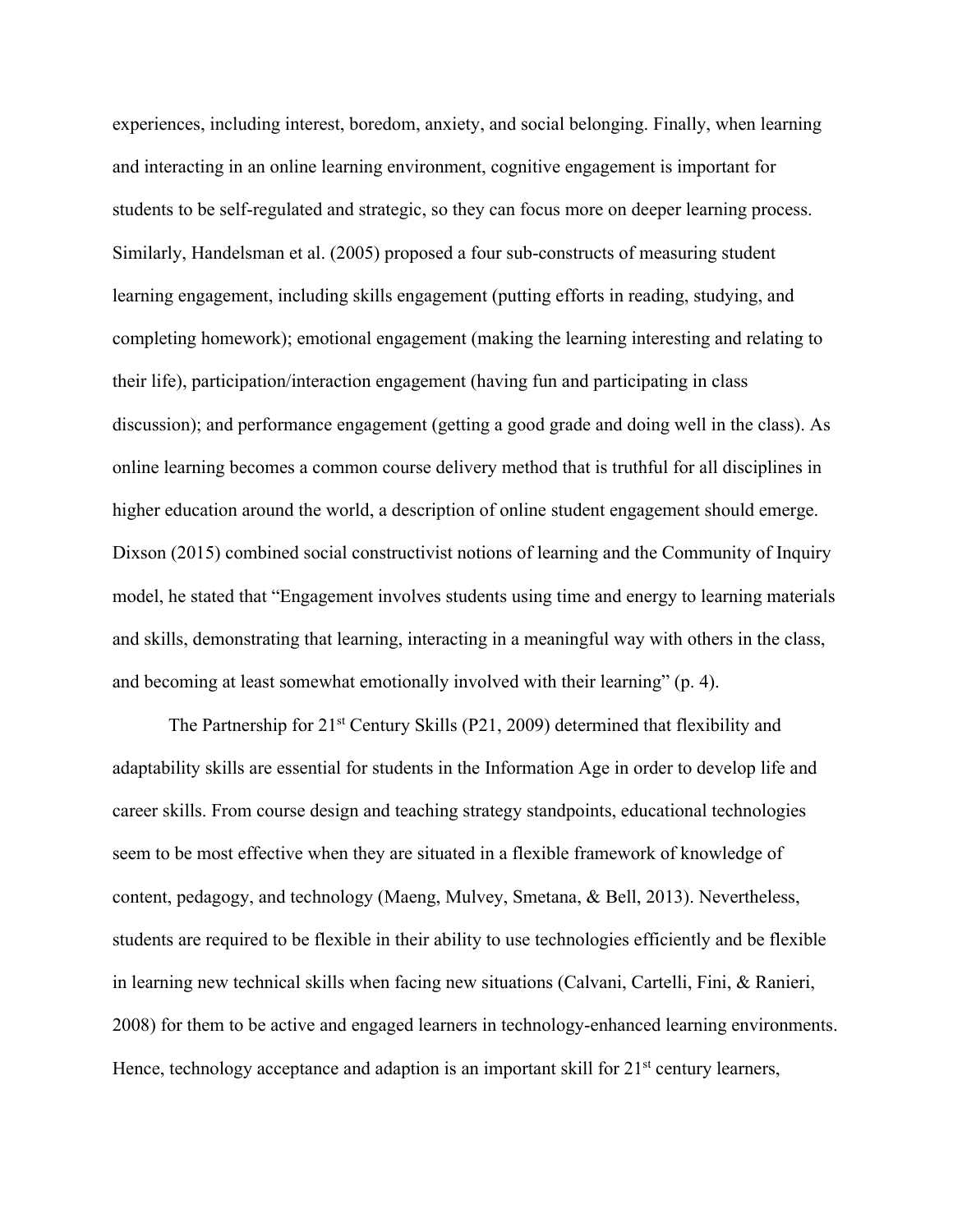experiences, including interest, boredom, anxiety, and social belonging. Finally, when learning and interacting in an online learning environment, cognitive engagement is important for students to be self-regulated and strategic, so they can focus more on deeper learning process. Similarly, Handelsman et al. (2005) proposed a four sub-constructs of measuring student learning engagement, including skills engagement (putting efforts in reading, studying, and completing homework); emotional engagement (making the learning interesting and relating to their life), participation/interaction engagement (having fun and participating in class discussion); and performance engagement (getting a good grade and doing well in the class). As online learning becomes a common course delivery method that is truthful for all disciplines in higher education around the world, a description of online student engagement should emerge. Dixson (2015) combined social constructivist notions of learning and the Community of Inquiry model, he stated that "Engagement involves students using time and energy to learning materials and skills, demonstrating that learning, interacting in a meaningful way with others in the class, and becoming at least somewhat emotionally involved with their learning" (p. 4).

The Partnership for 21st Century Skills (P21, 2009) determined that flexibility and adaptability skills are essential for students in the Information Age in order to develop life and career skills. From course design and teaching strategy standpoints, educational technologies seem to be most effective when they are situated in a flexible framework of knowledge of content, pedagogy, and technology (Maeng, Mulvey, Smetana, & Bell, 2013). Nevertheless, students are required to be flexible in their ability to use technologies efficiently and be flexible in learning new technical skills when facing new situations (Calvani, Cartelli, Fini, & Ranieri, 2008) for them to be active and engaged learners in technology-enhanced learning environments. Hence, technology acceptance and adaption is an important skill for 21st century learners,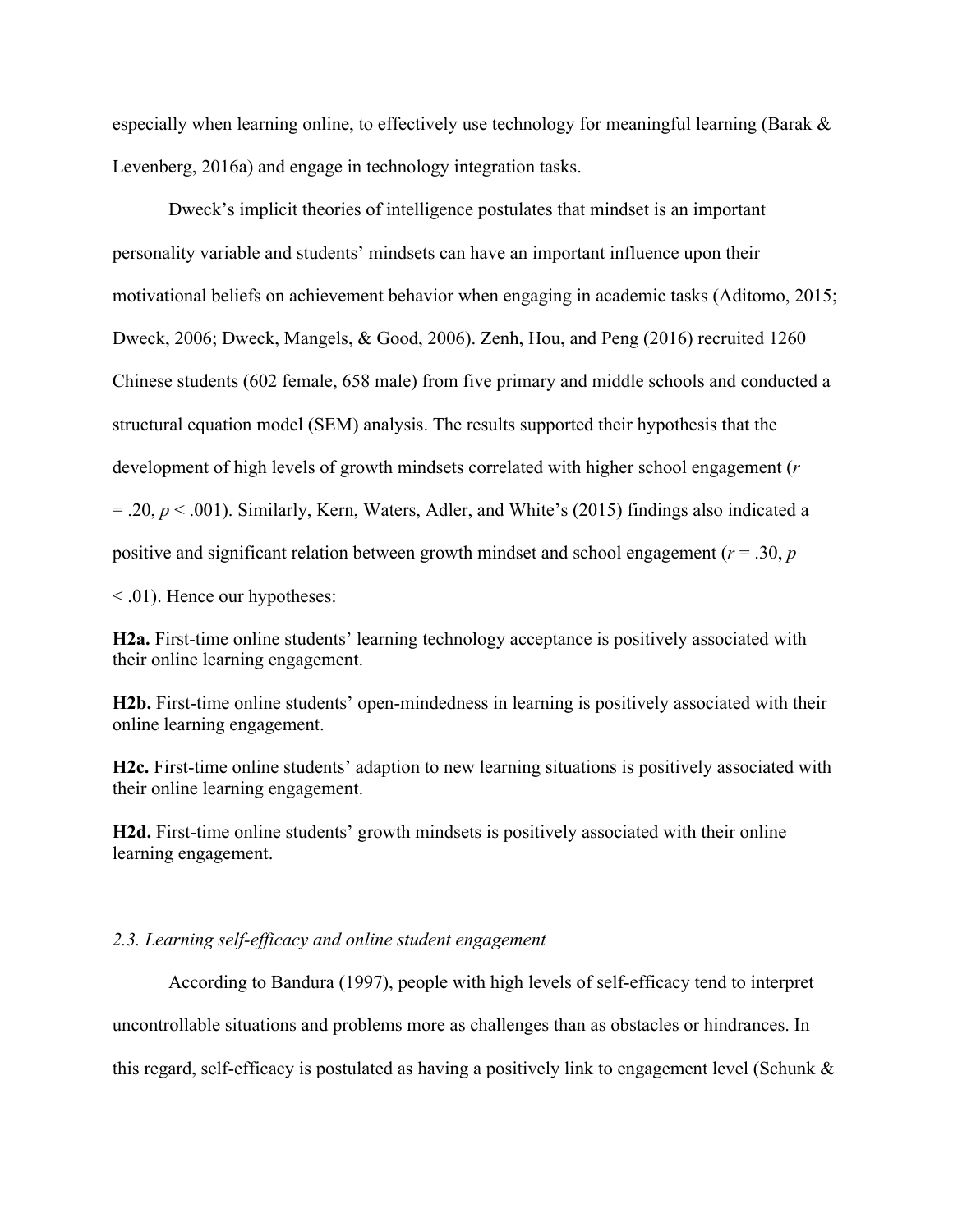especially when learning online, to effectively use technology for meaningful learning (Barak & Levenberg, 2016a) and engage in technology integration tasks.

Dweck's implicit theories of intelligence postulates that mindset is an important personality variable and students' mindsets can have an important influence upon their motivational beliefs on achievement behavior when engaging in academic tasks (Aditomo, 2015; Dweck, 2006; Dweck, Mangels, & Good, 2006). Zenh, Hou, and Peng (2016) recruited 1260 Chinese students (602 female, 658 male) from five primary and middle schools and conducted a structural equation model (SEM) analysis. The results supported their hypothesis that the development of high levels of growth mindsets correlated with higher school engagement ($r = .20$, $p < .001$). Similarly, Kern, Waters, Adler, and White's (2015) findings also indicated a positive and significant relation between growth mindset and school engagement ($r = .30$, $p < .01$). Hence our hypotheses:

**H2a.** First-time online students' learning technology acceptance is positively associated with their online learning engagement.

**H2b.** First-time online students' open-mindedness in learning is positively associated with their online learning engagement.

**H2c.** First-time online students' adaption to new learning situations is positively associated with their online learning engagement.

**H2d.** First-time online students' growth mindsets is positively associated with their online learning engagement.

### *2.3. Learning self-efficacy and online student engagement*

According to Bandura (1997), people with high levels of self-efficacy tend to interpret uncontrollable situations and problems more as challenges than as obstacles or hindrances. In this regard, self-efficacy is postulated as having a positively link to engagement level (Schunk &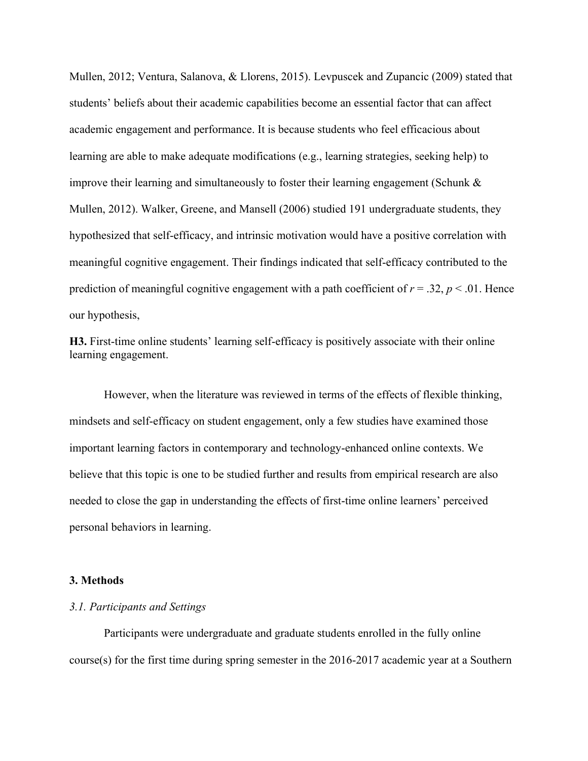Mullen, 2012; Ventura, Salanova, & Llorens, 2015). Levpuscek and Zupancic (2009) stated that students' beliefs about their academic capabilities become an essential factor that can affect academic engagement and performance. It is because students who feel efficacious about learning are able to make adequate modifications (e.g., learning strategies, seeking help) to improve their learning and simultaneously to foster their learning engagement (Schunk & Mullen, 2012). Walker, Greene, and Mansell (2006) studied 191 undergraduate students, they hypothesized that self-efficacy, and intrinsic motivation would have a positive correlation with meaningful cognitive engagement. Their findings indicated that self-efficacy contributed to the prediction of meaningful cognitive engagement with a path coefficient of $r = .32$, $p < .01$. Hence our hypothesis,

**H3.** First-time online students' learning self-efficacy is positively associate with their online learning engagement.

However, when the literature was reviewed in terms of the effects of flexible thinking, mindsets and self-efficacy on student engagement, only a few studies have examined those important learning factors in contemporary and technology-enhanced online contexts. We believe that this topic is one to be studied further and results from empirical research are also needed to close the gap in understanding the effects of first-time online learners' perceived personal behaviors in learning.

## 3. Methods

### *3.1. Participants and Settings*

Participants were undergraduate and graduate students enrolled in the fully online course(s) for the first time during spring semester in the 2016-2017 academic year at a Southern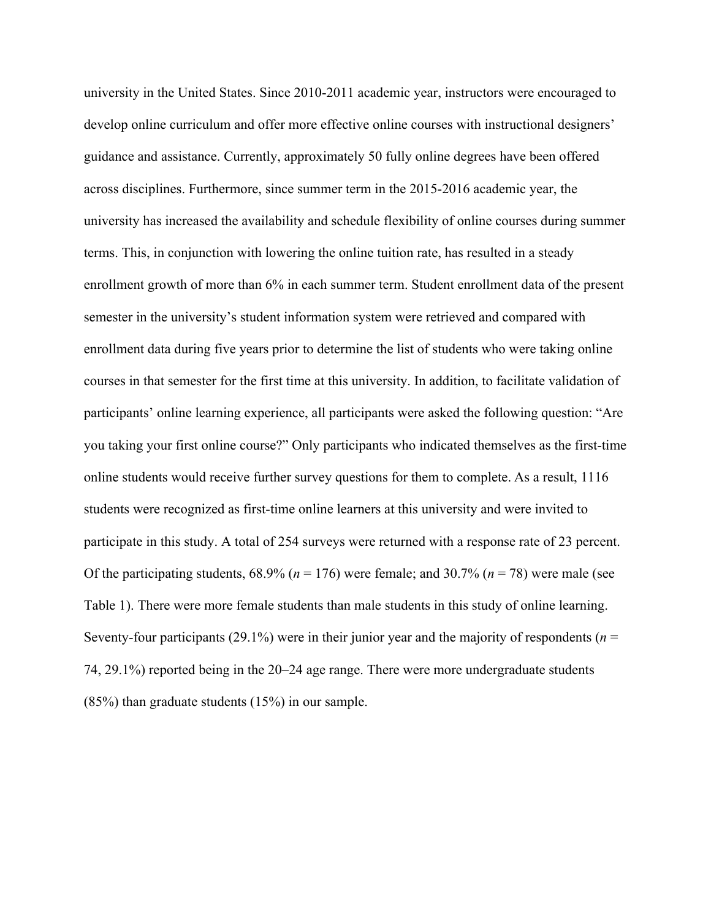university in the United States. Since 2010-2011 academic year, instructors were encouraged to develop online curriculum and offer more effective online courses with instructional designers' guidance and assistance. Currently, approximately 50 fully online degrees have been offered across disciplines. Furthermore, since summer term in the 2015-2016 academic year, the university has increased the availability and schedule flexibility of online courses during summer terms. This, in conjunction with lowering the online tuition rate, has resulted in a steady enrollment growth of more than 6% in each summer term. Student enrollment data of the present semester in the university's student information system were retrieved and compared with enrollment data during five years prior to determine the list of students who were taking online courses in that semester for the first time at this university. In addition, to facilitate validation of participants' online learning experience, all participants were asked the following question: "Are you taking your first online course?" Only participants who indicated themselves as the first-time online students would receive further survey questions for them to complete. As a result, 1116 students were recognized as first-time online learners at this university and were invited to participate in this study. A total of 254 surveys were returned with a response rate of 23 percent. Of the participating students, 68.9% ($n$ = 176) were female; and 30.7% ($n$ = 78) were male (see Table 1). There were more female students than male students in this study of online learning. Seventy-four participants (29.1%) were in their junior year and the majority of respondents ($n$ = 74, 29.1%) reported being in the 20–24 age range. There were more undergraduate students (85%) than graduate students (15%) in our sample.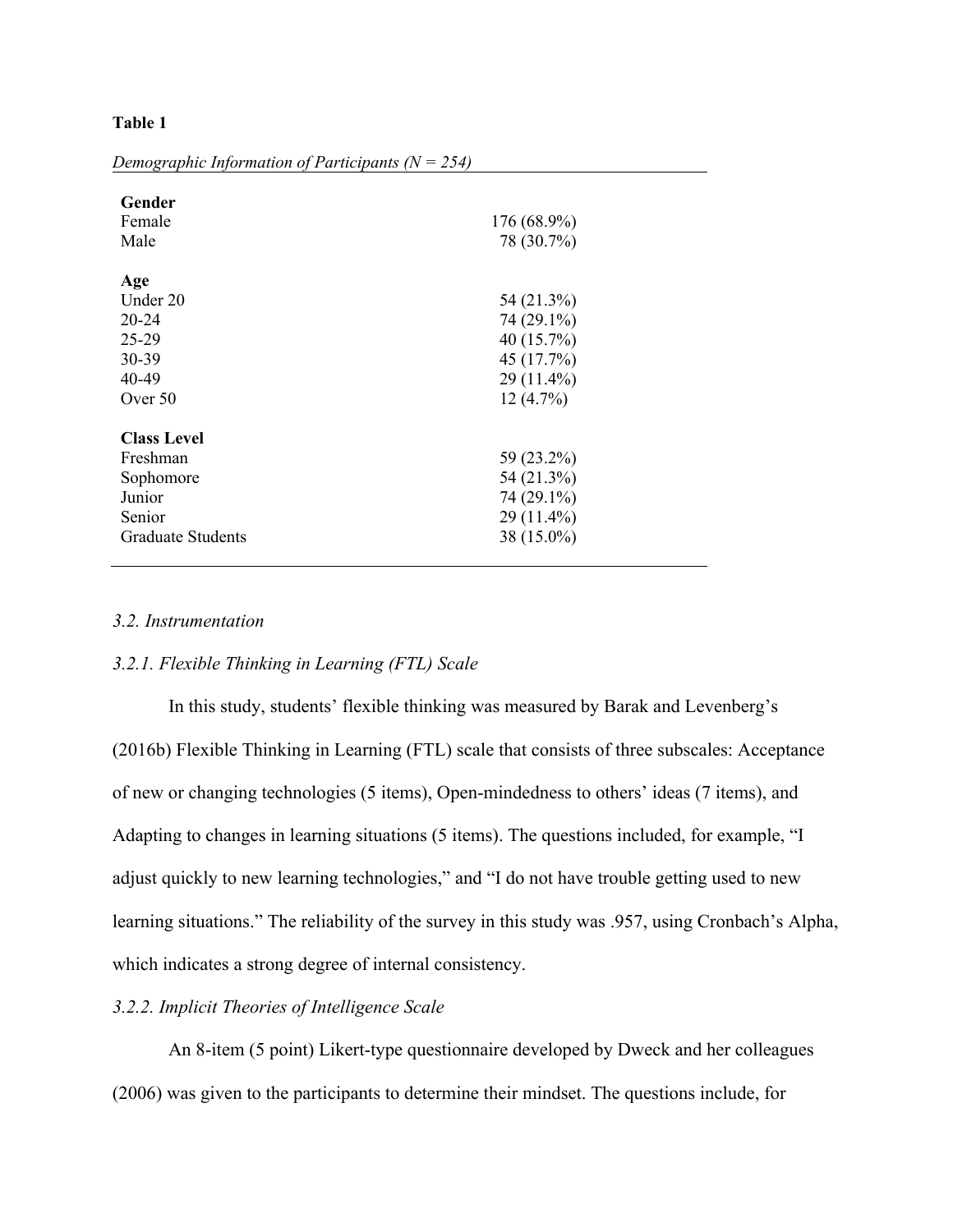**Table 1**

*Demographic Information of Participants (N = 254)*

| | |
|---|---|
| **Gender** | |
| Female | 176 (68.9%) |
| Male | 78 (30.7%) |
| **Age** | |
| Under 20 | 54 (21.3%) |
| 20-24 | 74 (29.1%) |
| 25-29 | 40 (15.7%) |
| 30-39 | 45 (17.7%) |
| 40-49 | 29 (11.4%) |
| Over 50 | 12 (4.7%) |
| **Class Level** | |
| Freshman | 59 (23.2%) |
| Sophomore | 54 (21.3%) |
| Junior | 74 (29.1%) |
| Senior | 29 (11.4%) |
| Graduate Students | 38 (15.0%) |

### *3.2. Instrumentation*

#### *3.2.1. Flexible Thinking in Learning (FTL) Scale*

In this study, students' flexible thinking was measured by Barak and Levenberg's (2016b) Flexible Thinking in Learning (FTL) scale that consists of three subscales: Acceptance of new or changing technologies (5 items), Open-mindedness to others' ideas (7 items), and Adapting to changes in learning situations (5 items). The questions included, for example, "I adjust quickly to new learning technologies," and "I do not have trouble getting used to new learning situations." The reliability of the survey in this study was .957, using Cronbach's Alpha, which indicates a strong degree of internal consistency.

#### *3.2.2. Implicit Theories of Intelligence Scale*

An 8-item (5 point) Likert-type questionnaire developed by Dweck and her colleagues (2006) was given to the participants to determine their mindset. The questions include, for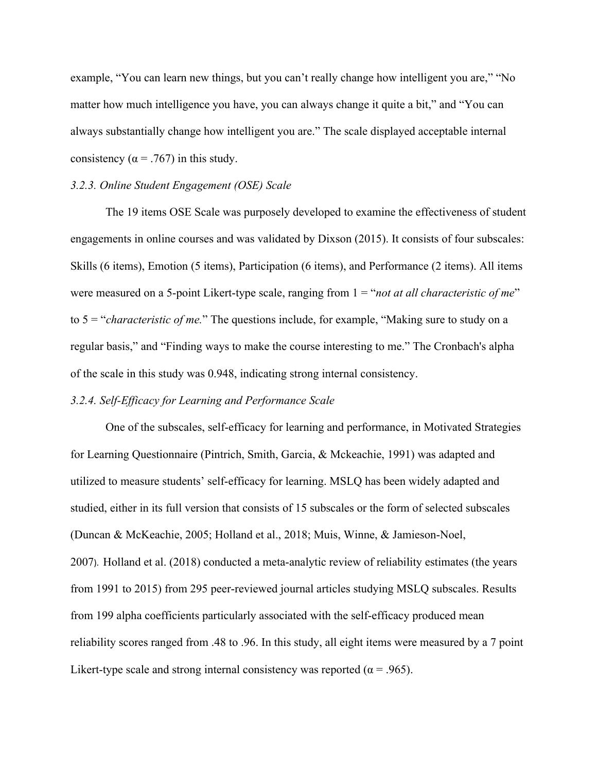example, “You can learn new things, but you can’t really change how intelligent you are,” “No matter how much intelligence you have, you can always change it quite a bit,” and “You can always substantially change how intelligent you are.” The scale displayed acceptable internal consistency (α = .767) in this study.

### *3.2.3. Online Student Engagement (OSE) Scale*

The 19 items OSE Scale was purposely developed to examine the effectiveness of student engagements in online courses and was validated by Dixson (2015). It consists of four subscales: Skills (6 items), Emotion (5 items), Participation (6 items), and Performance (2 items). All items were measured on a 5-point Likert-type scale, ranging from 1 = “*not at all characteristic of me*” to 5 = “*characteristic of me.*” The questions include, for example, “Making sure to study on a regular basis,” and “Finding ways to make the course interesting to me.” The Cronbach's alpha of the scale in this study was 0.948, indicating strong internal consistency.

### *3.2.4. Self-Efficacy for Learning and Performance Scale*

One of the subscales, self-efficacy for learning and performance, in Motivated Strategies for Learning Questionnaire (Pintrich, Smith, Garcia, & Mckeachie, 1991) was adapted and utilized to measure students’ self-efficacy for learning. MSLQ has been widely adapted and studied, either in its full version that consists of 15 subscales or the form of selected subscales (Duncan & McKeachie, 2005; Holland et al., 2018; Muis, Winne, & Jamieson-Noel, 2007). Holland et al. (2018) conducted a meta-analytic review of reliability estimates (the years from 1991 to 2015) from 295 peer-reviewed journal articles studying MSLQ subscales. Results from 199 alpha coefficients particularly associated with the self-efficacy produced mean reliability scores ranged from .48 to .96. In this study, all eight items were measured by a 7 point Likert-type scale and strong internal consistency was reported (α = .965).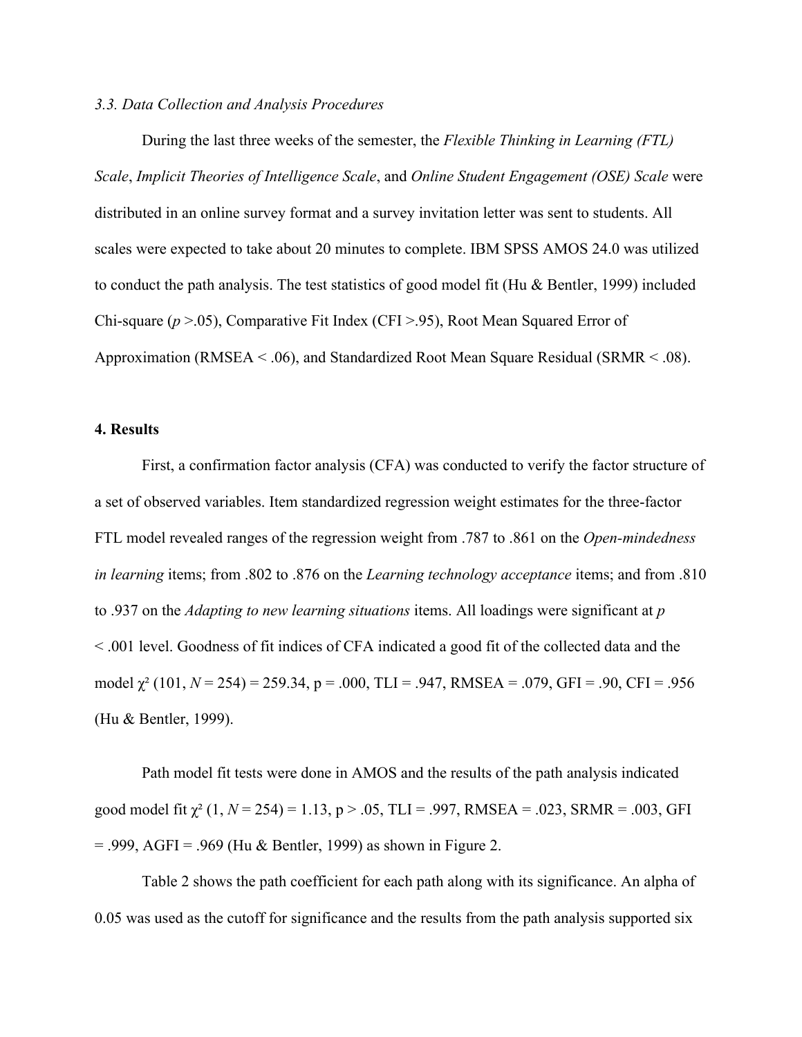### *3.3. Data Collection and Analysis Procedures*

During the last three weeks of the semester, the *Flexible Thinking in Learning (FTL) Scale*, *Implicit Theories of Intelligence Scale*, and *Online Student Engagement (OSE) Scale* were distributed in an online survey format and a survey invitation letter was sent to students. All scales were expected to take about 20 minutes to complete. IBM SPSS AMOS 24.0 was utilized to conduct the path analysis. The test statistics of good model fit (Hu & Bentler, 1999) included Chi-square ($p > .05$), Comparative Fit Index (CFI >.95), Root Mean Squared Error of Approximation (RMSEA < .06), and Standardized Root Mean Square Residual (SRMR < .08).

## 4. Results

First, a confirmation factor analysis (CFA) was conducted to verify the factor structure of a set of observed variables. Item standardized regression weight estimates for the three-factor FTL model revealed ranges of the regression weight from .787 to .861 on the *Open-mindedness in learning* items; from .802 to .876 on the *Learning technology acceptance* items; and from .810 to .937 on the *Adapting to new learning situations* items. All loadings were significant at $p < .001$ level. Goodness of fit indices of CFA indicated a good fit of the collected data and the model $\chi^2$ (101, $N$ = 254) = 259.34, p = .000, TLI = .947, RMSEA = .079, GFI = .90, CFI = .956 (Hu & Bentler, 1999).

Path model fit tests were done in AMOS and the results of the path analysis indicated good model fit $\chi^2$ (1, $N$ = 254) = 1.13, p > .05, TLI = .997, RMSEA = .023, SRMR = .003, GFI = .999, AGFI = .969 (Hu & Bentler, 1999) as shown in Figure 2.

Table 2 shows the path coefficient for each path along with its significance. An alpha of 0.05 was used as the cutoff for significance and the results from the path analysis supported six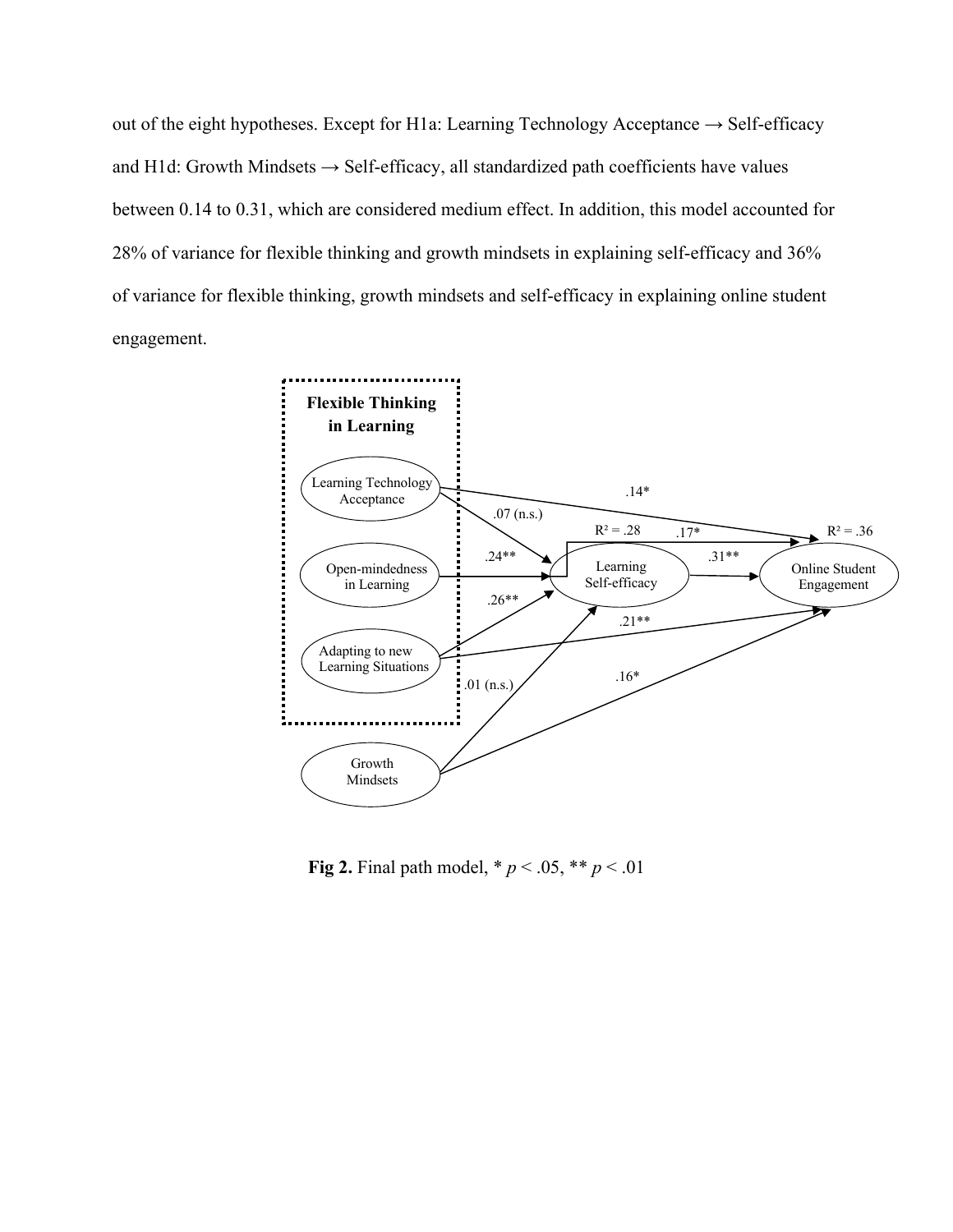out of the eight hypotheses. Except for H1a: Learning Technology Acceptance → Self-efficacy and H1d: Growth Mindsets → Self-efficacy, all standardized path coefficients have values between 0.14 to 0.31, which are considered medium effect. In addition, this model accounted for 28% of variance for flexible thinking and growth mindsets in explaining self-efficacy and 36% of variance for flexible thinking, growth mindsets and self-efficacy in explaining online student engagement.

**Fig 2.** Final path model, * $p < .05$, ** $p < .01$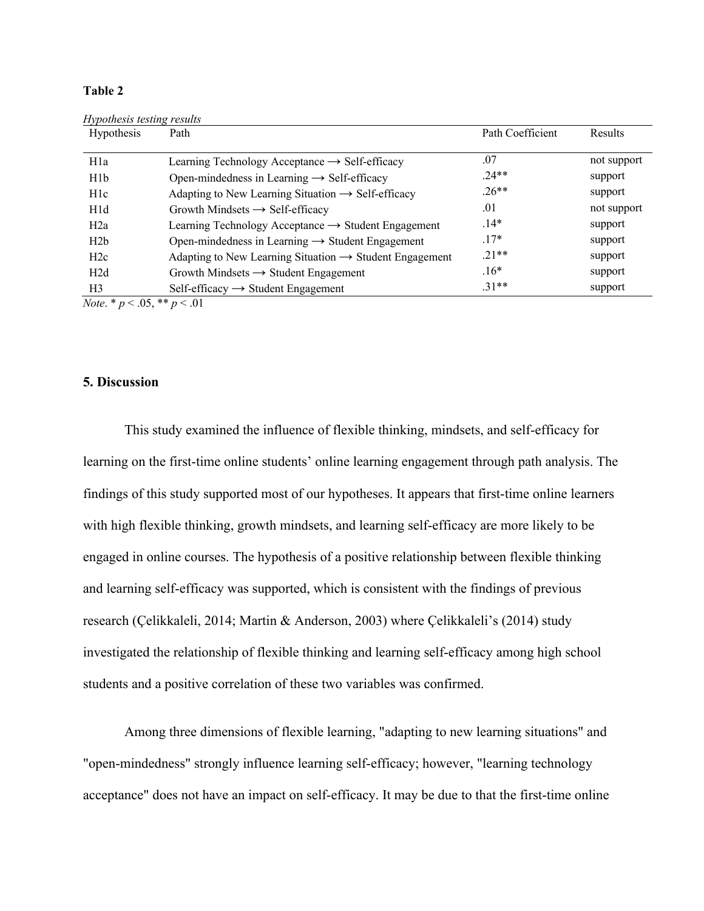**Table 2**

*Hypothesis testing results*

| Hypothesis | Path | Path Coefficient | Results |
|---|---|---|---|
| H1a | Learning Technology Acceptance → Self-efficacy | .07 | not support |
| H1b | Open-mindedness in Learning → Self-efficacy | .24** | support |
| H1c | Adapting to New Learning Situation → Self-efficacy | .26** | support |
| H1d | Growth Mindsets → Self-efficacy | .01 | not support |
| H2a | Learning Technology Acceptance → Student Engagement | .14* | support |
| H2b | Open-mindedness in Learning → Student Engagement | .17* | support |
| H2c | Adapting to New Learning Situation → Student Engagement | .21** | support |
| H2d | Growth Mindsets → Student Engagement | .16* | support |
| H3 | Self-efficacy → Student Engagement | .31** | support |

*Note*. * $p < .05$, ** $p < .01$

## 5. Discussion

This study examined the influence of flexible thinking, mindsets, and self-efficacy for learning on the first-time online students' online learning engagement through path analysis. The findings of this study supported most of our hypotheses. It appears that first-time online learners with high flexible thinking, growth mindsets, and learning self-efficacy are more likely to be engaged in online courses. The hypothesis of a positive relationship between flexible thinking and learning self-efficacy was supported, which is consistent with the findings of previous research (Çelikkaleli, 2014; Martin & Anderson, 2003) where Çelikkaleli's (2014) study investigated the relationship of flexible thinking and learning self-efficacy among high school students and a positive correlation of these two variables was confirmed.

Among three dimensions of flexible learning, "adapting to new learning situations" and "open-mindedness" strongly influence learning self-efficacy; however, "learning technology acceptance" does not have an impact on self-efficacy. It may be due to that the first-time online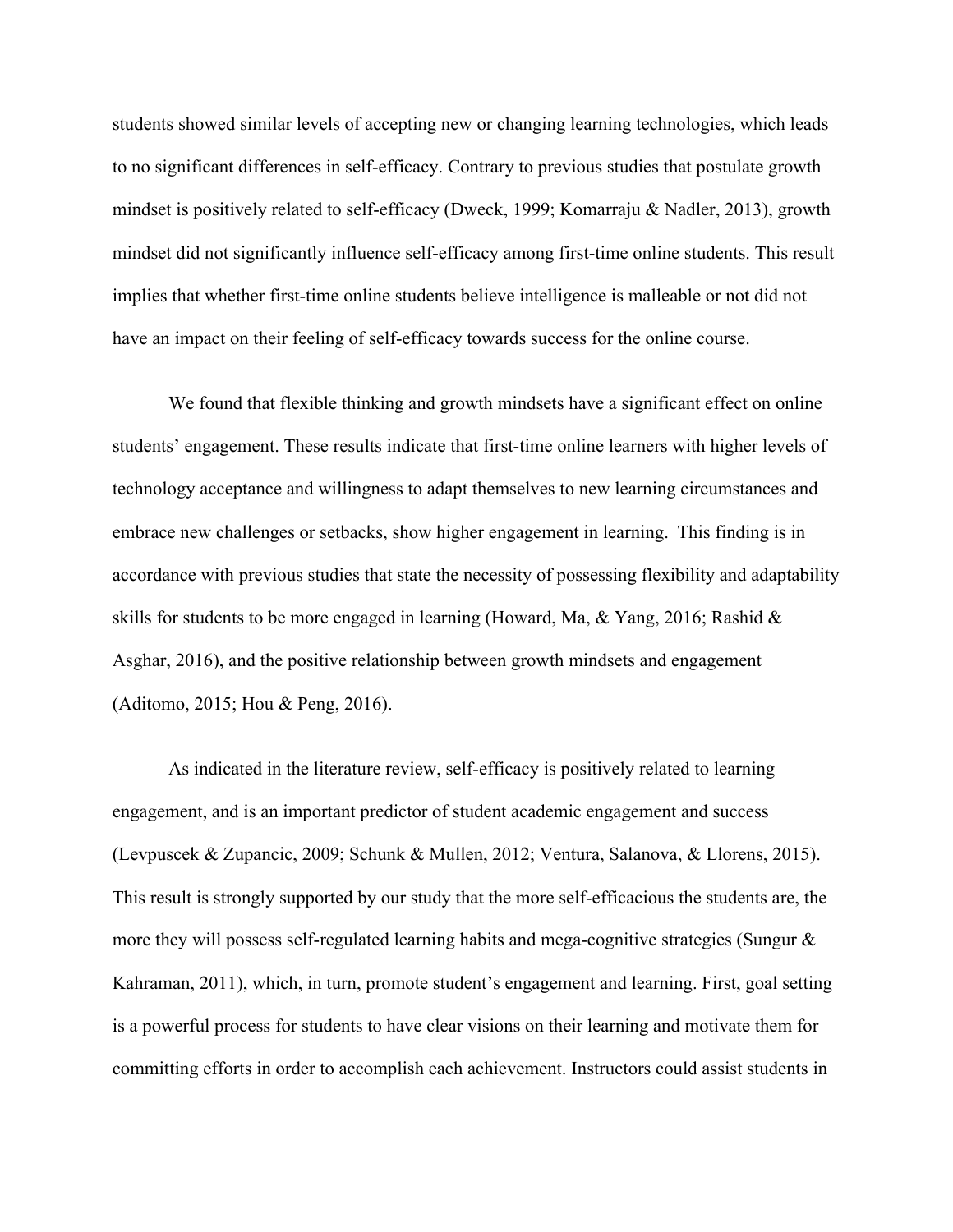students showed similar levels of accepting new or changing learning technologies, which leads to no significant differences in self-efficacy. Contrary to previous studies that postulate growth mindset is positively related to self-efficacy (Dweck, 1999; Komarraju & Nadler, 2013), growth mindset did not significantly influence self-efficacy among first-time online students. This result implies that whether first-time online students believe intelligence is malleable or not did not have an impact on their feeling of self-efficacy towards success for the online course.

We found that flexible thinking and growth mindsets have a significant effect on online students' engagement. These results indicate that first-time online learners with higher levels of technology acceptance and willingness to adapt themselves to new learning circumstances and embrace new challenges or setbacks, show higher engagement in learning. This finding is in accordance with previous studies that state the necessity of possessing flexibility and adaptability skills for students to be more engaged in learning (Howard, Ma, & Yang, 2016; Rashid & Asghar, 2016), and the positive relationship between growth mindsets and engagement (Aditomo, 2015; Hou & Peng, 2016).

As indicated in the literature review, self-efficacy is positively related to learning engagement, and is an important predictor of student academic engagement and success (Levpuscek & Zupancic, 2009; Schunk & Mullen, 2012; Ventura, Salanova, & Llorens, 2015). This result is strongly supported by our study that the more self-efficacious the students are, the more they will possess self-regulated learning habits and mega-cognitive strategies (Sungur & Kahraman, 2011), which, in turn, promote student's engagement and learning. First, goal setting is a powerful process for students to have clear visions on their learning and motivate them for committing efforts in order to accomplish each achievement. Instructors could assist students in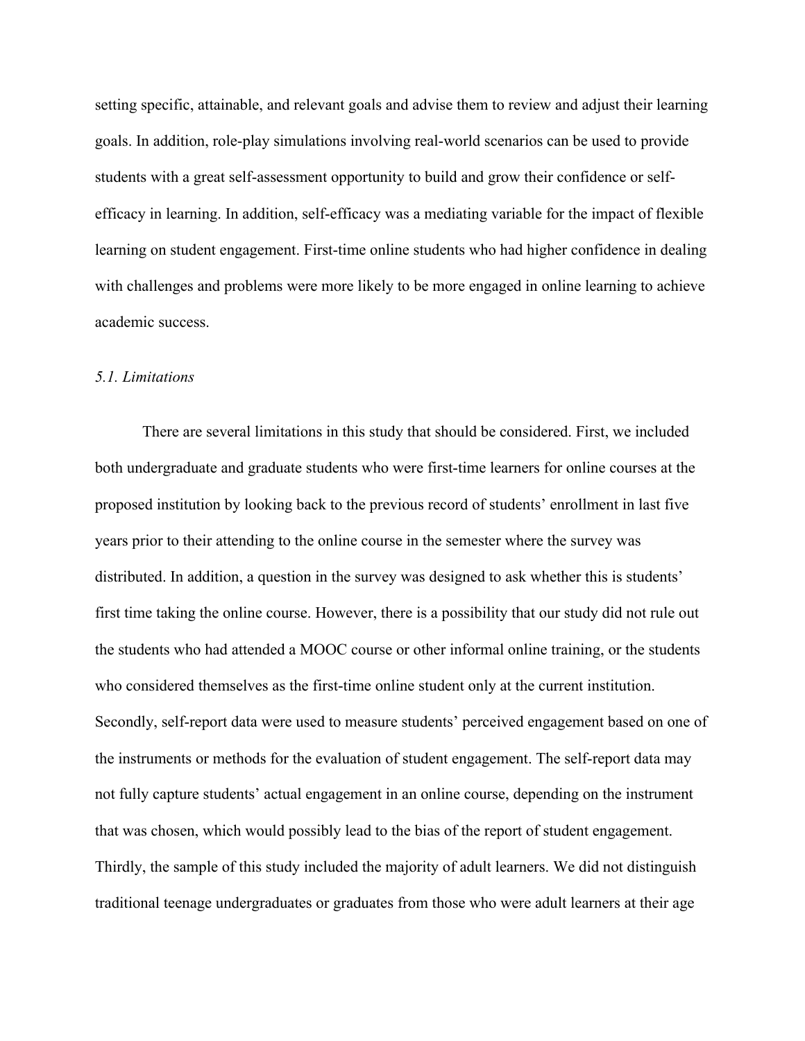setting specific, attainable, and relevant goals and advise them to review and adjust their learning goals. In addition, role-play simulations involving real-world scenarios can be used to provide students with a great self-assessment opportunity to build and grow their confidence or self-efficacy in learning. In addition, self-efficacy was a mediating variable for the impact of flexible learning on student engagement. First-time online students who had higher confidence in dealing with challenges and problems were more likely to be more engaged in online learning to achieve academic success.

### *5.1. Limitations*

There are several limitations in this study that should be considered. First, we included both undergraduate and graduate students who were first-time learners for online courses at the proposed institution by looking back to the previous record of students' enrollment in last five years prior to their attending to the online course in the semester where the survey was distributed. In addition, a question in the survey was designed to ask whether this is students' first time taking the online course. However, there is a possibility that our study did not rule out the students who had attended a MOOC course or other informal online training, or the students who considered themselves as the first-time online student only at the current institution. Secondly, self-report data were used to measure students' perceived engagement based on one of the instruments or methods for the evaluation of student engagement. The self-report data may not fully capture students' actual engagement in an online course, depending on the instrument that was chosen, which would possibly lead to the bias of the report of student engagement. Thirdly, the sample of this study included the majority of adult learners. We did not distinguish traditional teenage undergraduates or graduates from those who were adult learners at their age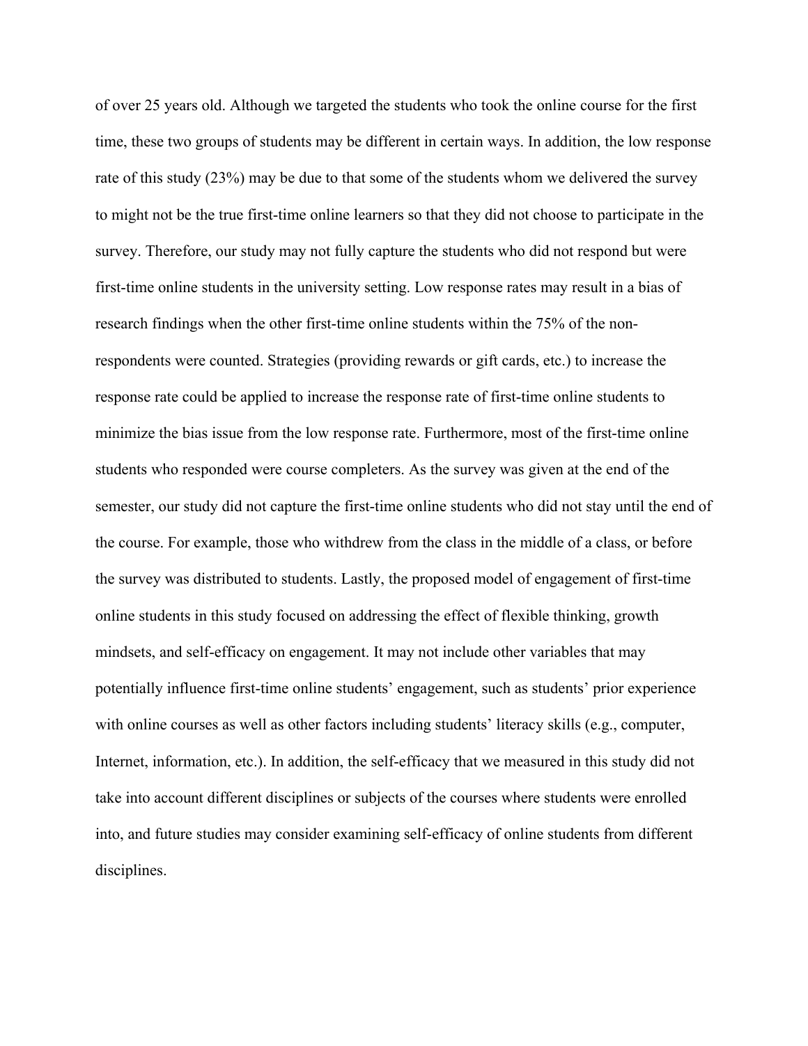of over 25 years old. Although we targeted the students who took the online course for the first time, these two groups of students may be different in certain ways. In addition, the low response rate of this study (23%) may be due to that some of the students whom we delivered the survey to might not be the true first-time online learners so that they did not choose to participate in the survey. Therefore, our study may not fully capture the students who did not respond but were first-time online students in the university setting. Low response rates may result in a bias of research findings when the other first-time online students within the 75% of the non-respondents were counted. Strategies (providing rewards or gift cards, etc.) to increase the response rate could be applied to increase the response rate of first-time online students to minimize the bias issue from the low response rate. Furthermore, most of the first-time online students who responded were course completers. As the survey was given at the end of the semester, our study did not capture the first-time online students who did not stay until the end of the course. For example, those who withdrew from the class in the middle of a class, or before the survey was distributed to students. Lastly, the proposed model of engagement of first-time online students in this study focused on addressing the effect of flexible thinking, growth mindsets, and self-efficacy on engagement. It may not include other variables that may potentially influence first-time online students' engagement, such as students' prior experience with online courses as well as other factors including students' literacy skills (e.g., computer, Internet, information, etc.). In addition, the self-efficacy that we measured in this study did not take into account different disciplines or subjects of the courses where students were enrolled into, and future studies may consider examining self-efficacy of online students from different disciplines.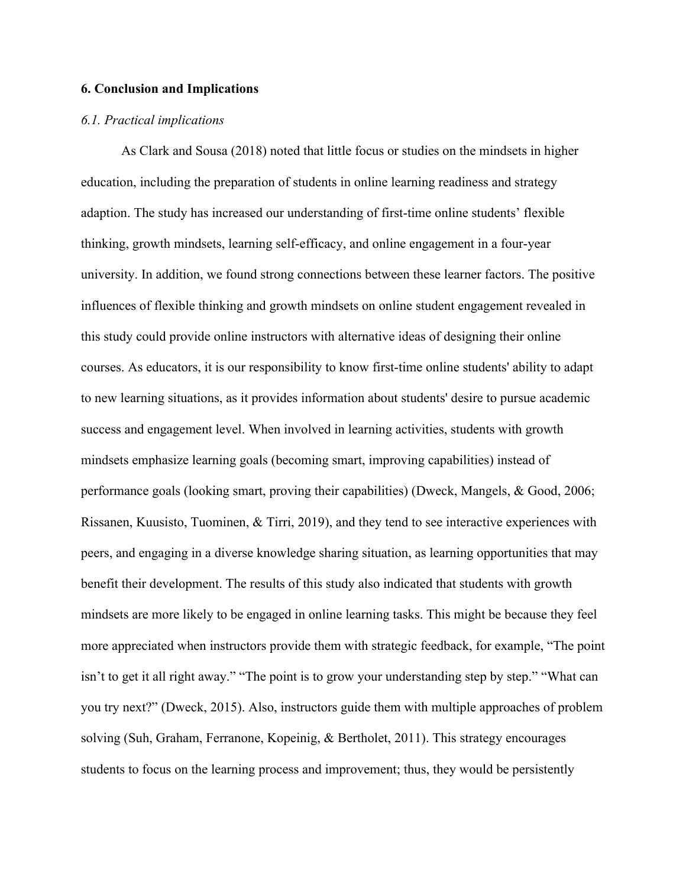## 6. Conclusion and Implications

### *6.1. Practical implications*

As Clark and Sousa (2018) noted that little focus or studies on the mindsets in higher education, including the preparation of students in online learning readiness and strategy adaption. The study has increased our understanding of first-time online students' flexible thinking, growth mindsets, learning self-efficacy, and online engagement in a four-year university. In addition, we found strong connections between these learner factors. The positive influences of flexible thinking and growth mindsets on online student engagement revealed in this study could provide online instructors with alternative ideas of designing their online courses. As educators, it is our responsibility to know first-time online students' ability to adapt to new learning situations, as it provides information about students' desire to pursue academic success and engagement level. When involved in learning activities, students with growth mindsets emphasize learning goals (becoming smart, improving capabilities) instead of performance goals (looking smart, proving their capabilities) (Dweck, Mangels, & Good, 2006; Rissanen, Kuusisto, Tuominen, & Tirri, 2019), and they tend to see interactive experiences with peers, and engaging in a diverse knowledge sharing situation, as learning opportunities that may benefit their development. The results of this study also indicated that students with growth mindsets are more likely to be engaged in online learning tasks. This might be because they feel more appreciated when instructors provide them with strategic feedback, for example, "The point isn't to get it all right away." "The point is to grow your understanding step by step." "What can you try next?" (Dweck, 2015). Also, instructors guide them with multiple approaches of problem solving (Suh, Graham, Ferranone, Kopeinig, & Bertholet, 2011). This strategy encourages students to focus on the learning process and improvement; thus, they would be persistently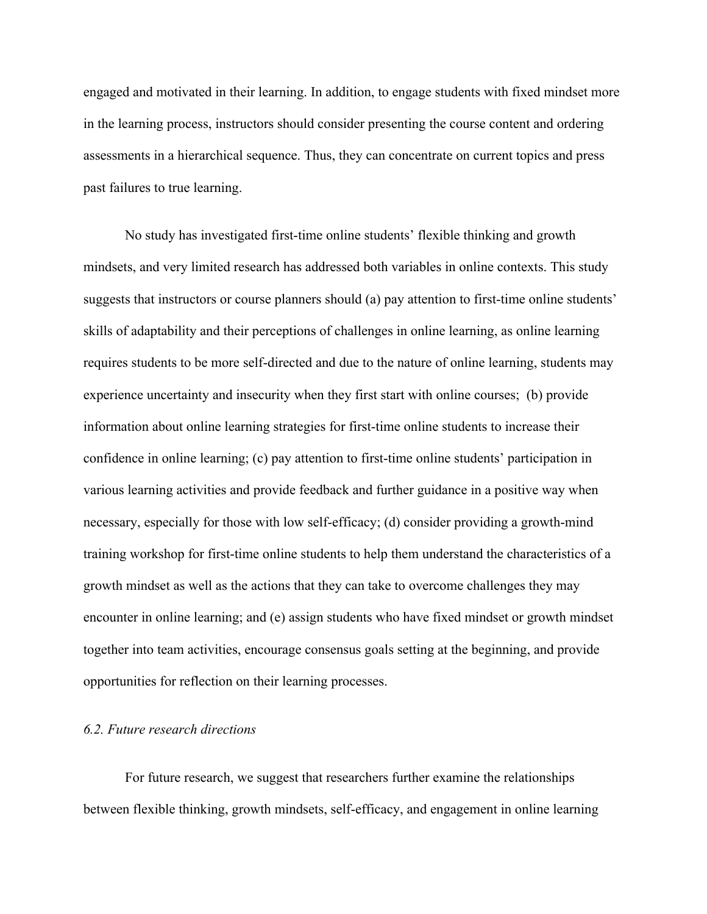engaged and motivated in their learning. In addition, to engage students with fixed mindset more in the learning process, instructors should consider presenting the course content and ordering assessments in a hierarchical sequence. Thus, they can concentrate on current topics and press past failures to true learning.

No study has investigated first-time online students' flexible thinking and growth mindsets, and very limited research has addressed both variables in online contexts. This study suggests that instructors or course planners should (a) pay attention to first-time online students' skills of adaptability and their perceptions of challenges in online learning, as online learning requires students to be more self-directed and due to the nature of online learning, students may experience uncertainty and insecurity when they first start with online courses; (b) provide information about online learning strategies for first-time online students to increase their confidence in online learning; (c) pay attention to first-time online students' participation in various learning activities and provide feedback and further guidance in a positive way when necessary, especially for those with low self-efficacy; (d) consider providing a growth-mind training workshop for first-time online students to help them understand the characteristics of a growth mindset as well as the actions that they can take to overcome challenges they may encounter in online learning; and (e) assign students who have fixed mindset or growth mindset together into team activities, encourage consensus goals setting at the beginning, and provide opportunities for reflection on their learning processes.

### *6.2. Future research directions*

For future research, we suggest that researchers further examine the relationships between flexible thinking, growth mindsets, self-efficacy, and engagement in online learning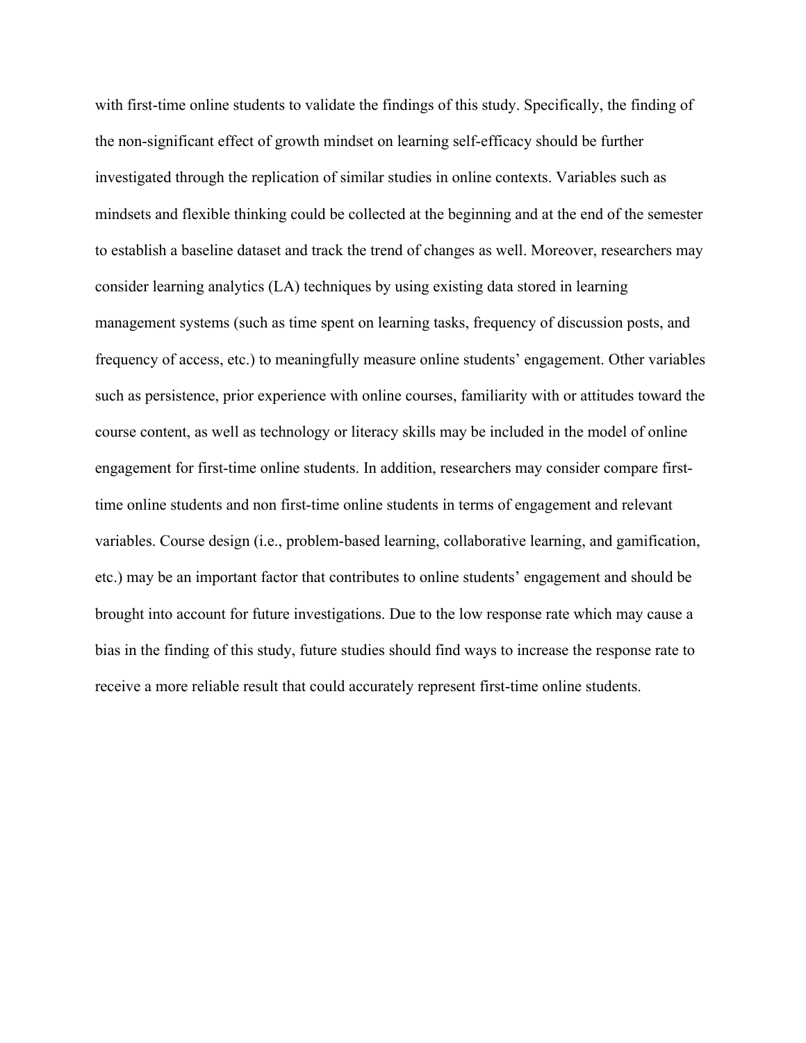with first-time online students to validate the findings of this study. Specifically, the finding of the non-significant effect of growth mindset on learning self-efficacy should be further investigated through the replication of similar studies in online contexts. Variables such as mindsets and flexible thinking could be collected at the beginning and at the end of the semester to establish a baseline dataset and track the trend of changes as well. Moreover, researchers may consider learning analytics (LA) techniques by using existing data stored in learning management systems (such as time spent on learning tasks, frequency of discussion posts, and frequency of access, etc.) to meaningfully measure online students' engagement. Other variables such as persistence, prior experience with online courses, familiarity with or attitudes toward the course content, as well as technology or literacy skills may be included in the model of online engagement for first-time online students. In addition, researchers may consider compare first-time online students and non first-time online students in terms of engagement and relevant variables. Course design (i.e., problem-based learning, collaborative learning, and gamification, etc.) may be an important factor that contributes to online students' engagement and should be brought into account for future investigations. Due to the low response rate which may cause a bias in the finding of this study, future studies should find ways to increase the response rate to receive a more reliable result that could accurately represent first-time online students.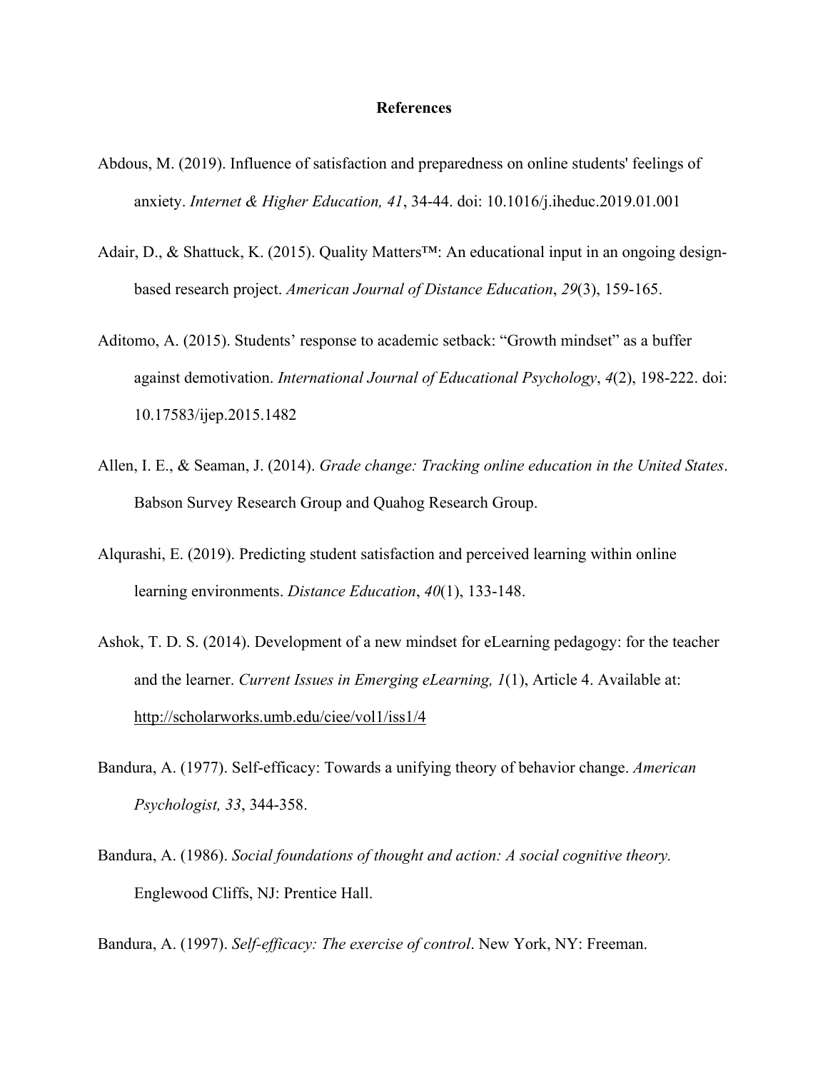# References

Abdous, M. (2019). Influence of satisfaction and preparedness on online students' feelings of anxiety. *Internet & Higher Education, 41*, 34-44. doi: 10.1016/j.iheduc.2019.01.001

Adair, D., & Shattuck, K. (2015). Quality Matters™: An educational input in an ongoing design-based research project. *American Journal of Distance Education*, *29*(3), 159-165.

Aditomo, A. (2015). Students' response to academic setback: "Growth mindset" as a buffer against demotivation. *International Journal of Educational Psychology*, *4*(2), 198-222. doi: 10.17583/ijep.2015.1482

Allen, I. E., & Seaman, J. (2014). *Grade change: Tracking online education in the United States*. Babson Survey Research Group and Quahog Research Group.

Alqurashi, E. (2019). Predicting student satisfaction and perceived learning within online learning environments. *Distance Education*, *40*(1), 133-148.

Ashok, T. D. S. (2014). Development of a new mindset for eLearning pedagogy: for the teacher and the learner. *Current Issues in Emerging eLearning, 1*(1), Article 4. Available at: http://scholarworks.umb.edu/ciee/vol1/iss1/4

Bandura, A. (1977). Self-efficacy: Towards a unifying theory of behavior change. *American Psychologist, 33*, 344-358.

Bandura, A. (1986). *Social foundations of thought and action: A social cognitive theory.* Englewood Cliffs, NJ: Prentice Hall.

Bandura, A. (1997). *Self-efficacy: The exercise of control*. New York, NY: Freeman.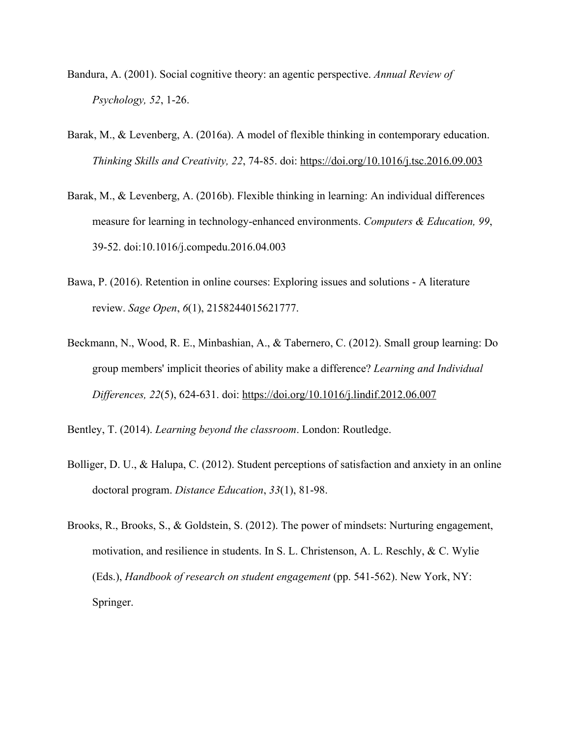Bandura, A. (2001). Social cognitive theory: an agentic perspective. *Annual Review of Psychology, 52*, 1-26.

Barak, M., & Levenberg, A. (2016a). A model of flexible thinking in contemporary education. *Thinking Skills and Creativity, 22*, 74-85. doi: https://doi.org/10.1016/j.tsc.2016.09.003

Barak, M., & Levenberg, A. (2016b). Flexible thinking in learning: An individual differences measure for learning in technology-enhanced environments. *Computers & Education, 99*, 39-52. doi:10.1016/j.compedu.2016.04.003

Bawa, P. (2016). Retention in online courses: Exploring issues and solutions - A literature review. *Sage Open*, *6*(1), 2158244015621777.

Beckmann, N., Wood, R. E., Minbashian, A., & Tabernero, C. (2012). Small group learning: Do group members' implicit theories of ability make a difference? *Learning and Individual Differences, 22*(5), 624-631. doi: https://doi.org/10.1016/j.lindif.2012.06.007

Bentley, T. (2014). *Learning beyond the classroom*. London: Routledge.

Bolliger, D. U., & Halupa, C. (2012). Student perceptions of satisfaction and anxiety in an online doctoral program. *Distance Education*, *33*(1), 81-98.

Brooks, R., Brooks, S., & Goldstein, S. (2012). The power of mindsets: Nurturing engagement, motivation, and resilience in students. In S. L. Christenson, A. L. Reschly, & C. Wylie (Eds.), *Handbook of research on student engagement* (pp. 541-562). New York, NY: Springer.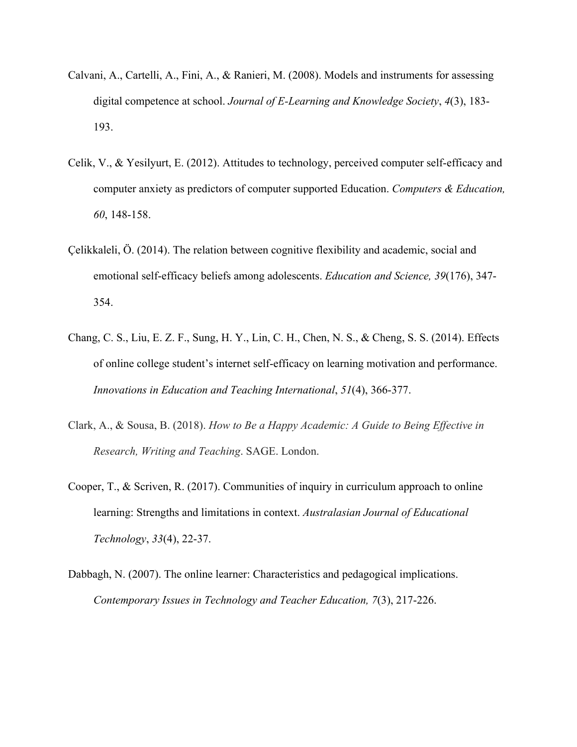Calvani, A., Cartelli, A., Fini, A., & Ranieri, M. (2008). Models and instruments for assessing digital competence at school. *Journal of E-Learning and Knowledge Society*, *4*(3), 183-193.

Celik, V., & Yesilyurt, E. (2012). Attitudes to technology, perceived computer self-efficacy and computer anxiety as predictors of computer supported Education. *Computers & Education, 60*, 148-158.

Çelikkaleli, Ö. (2014). The relation between cognitive flexibility and academic, social and emotional self-efficacy beliefs among adolescents. *Education and Science, 39*(176), 347-354.

Chang, C. S., Liu, E. Z. F., Sung, H. Y., Lin, C. H., Chen, N. S., & Cheng, S. S. (2014). Effects of online college student's internet self-efficacy on learning motivation and performance. *Innovations in Education and Teaching International*, *51*(4), 366-377.

Clark, A., & Sousa, B. (2018). *How to Be a Happy Academic: A Guide to Being Effective in Research, Writing and Teaching*. SAGE. London.

Cooper, T., & Scriven, R. (2017). Communities of inquiry in curriculum approach to online learning: Strengths and limitations in context. *Australasian Journal of Educational Technology*, *33*(4), 22-37.

Dabbagh, N. (2007). The online learner: Characteristics and pedagogical implications. *Contemporary Issues in Technology and Teacher Education, 7*(3), 217-226.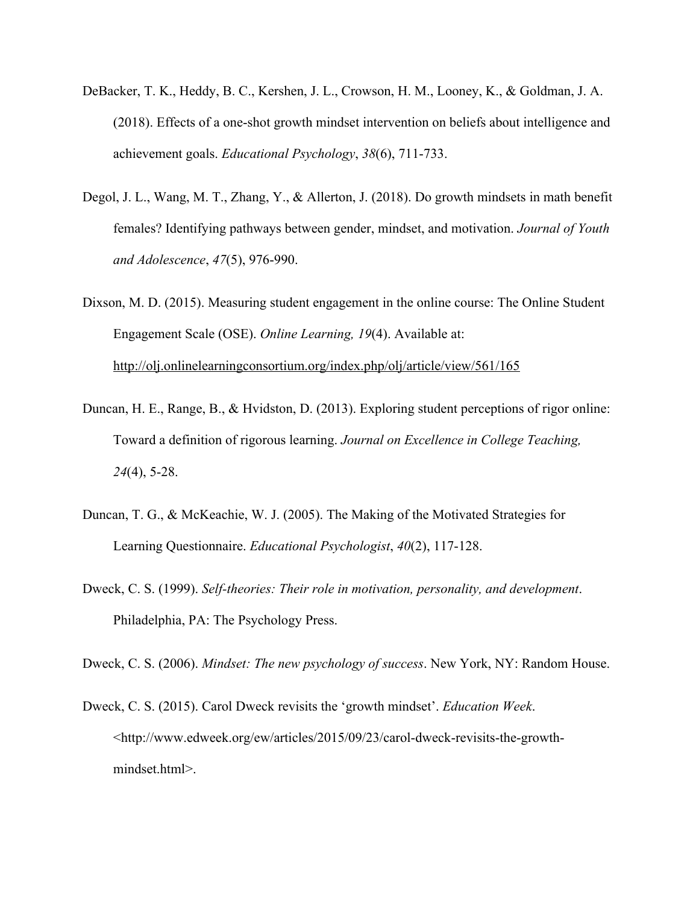DeBacker, T. K., Heddy, B. C., Kershen, J. L., Crowson, H. M., Looney, K., & Goldman, J. A. (2018). Effects of a one-shot growth mindset intervention on beliefs about intelligence and achievement goals. *Educational Psychology*, *38*(6), 711-733.

Degol, J. L., Wang, M. T., Zhang, Y., & Allerton, J. (2018). Do growth mindsets in math benefit females? Identifying pathways between gender, mindset, and motivation. *Journal of Youth and Adolescence*, *47*(5), 976-990.

Dixson, M. D. (2015). Measuring student engagement in the online course: The Online Student Engagement Scale (OSE). *Online Learning, 19*(4). Available at: http://olj.onlinelearningconsortium.org/index.php/olj/article/view/561/165

Duncan, H. E., Range, B., & Hvidston, D. (2013). Exploring student perceptions of rigor online: Toward a definition of rigorous learning. *Journal on Excellence in College Teaching, 24*(4), 5-28.

Duncan, T. G., & McKeachie, W. J. (2005). The Making of the Motivated Strategies for Learning Questionnaire. *Educational Psychologist*, *40*(2), 117-128.

Dweck, C. S. (1999). *Self-theories: Their role in motivation, personality, and development*. Philadelphia, PA: The Psychology Press.

Dweck, C. S. (2006). *Mindset: The new psychology of success*. New York, NY: Random House.

Dweck, C. S. (2015). Carol Dweck revisits the 'growth mindset'. *Education Week*. <http://www.edweek.org/ew/articles/2015/09/23/carol-dweck-revisits-the-growth-mindset.html>.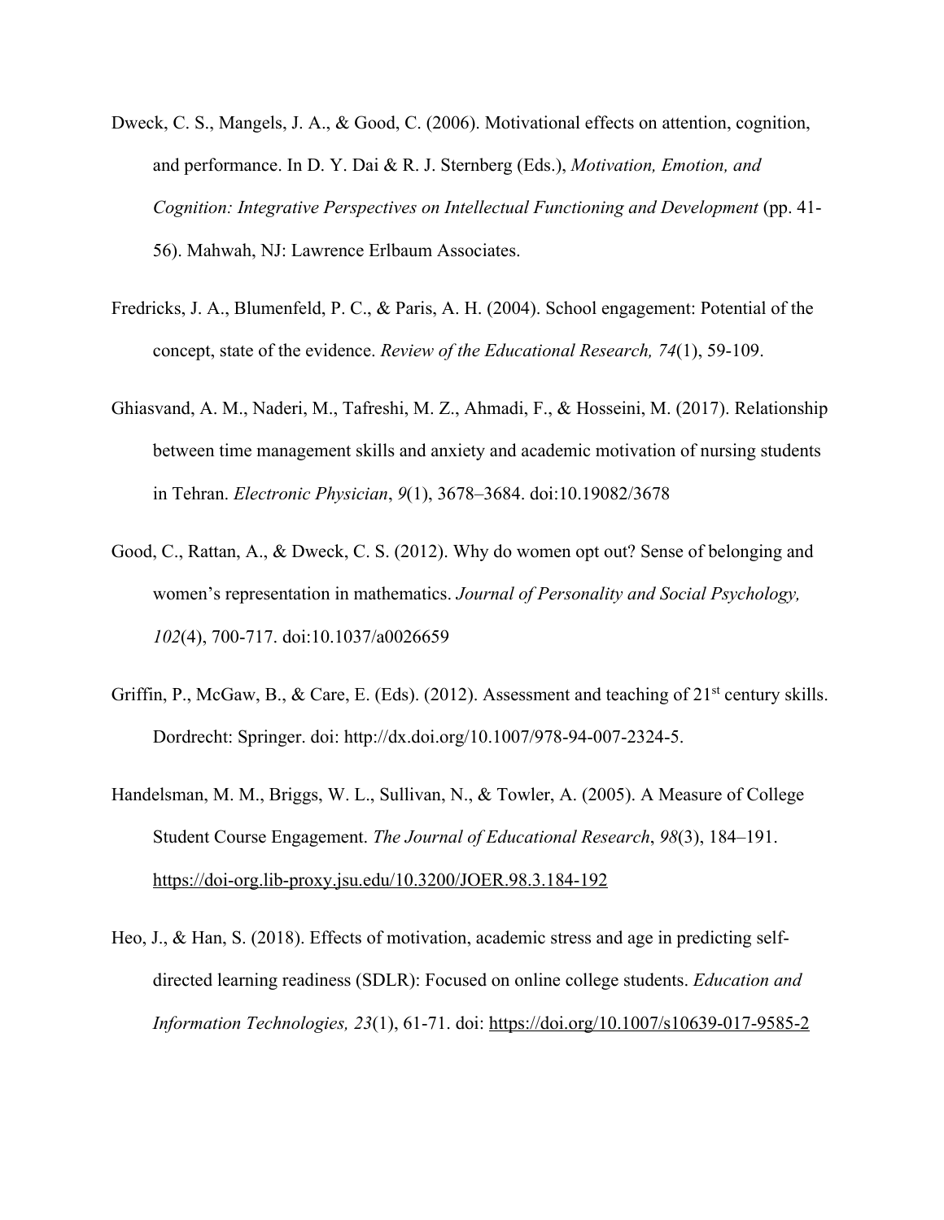Dweck, C. S., Mangels, J. A., & Good, C. (2006). Motivational effects on attention, cognition, and performance. In D. Y. Dai & R. J. Sternberg (Eds.), *Motivation, Emotion, and Cognition: Integrative Perspectives on Intellectual Functioning and Development* (pp. 41-56). Mahwah, NJ: Lawrence Erlbaum Associates.

Fredricks, J. A., Blumenfeld, P. C., & Paris, A. H. (2004). School engagement: Potential of the concept, state of the evidence. *Review of the Educational Research, 74*(1), 59-109.

Ghiasvand, A. M., Naderi, M., Tafreshi, M. Z., Ahmadi, F., & Hosseini, M. (2017). Relationship between time management skills and anxiety and academic motivation of nursing students in Tehran. *Electronic Physician*, *9*(1), 3678–3684. doi:10.19082/3678

Good, C., Rattan, A., & Dweck, C. S. (2012). Why do women opt out? Sense of belonging and women's representation in mathematics. *Journal of Personality and Social Psychology, 102*(4), 700-717. doi:10.1037/a0026659

Griffin, P., McGaw, B., & Care, E. (Eds). (2012). Assessment and teaching of 21st century skills. Dordrecht: Springer. doi: http://dx.doi.org/10.1007/978-94-007-2324-5.

Handelsman, M. M., Briggs, W. L., Sullivan, N., & Towler, A. (2005). A Measure of College Student Course Engagement. *The Journal of Educational Research*, *98*(3), 184–191. https://doi-org.lib-proxy.jsu.edu/10.3200/JOER.98.3.184-192

Heo, J., & Han, S. (2018). Effects of motivation, academic stress and age in predicting self-directed learning readiness (SDLR): Focused on online college students. *Education and Information Technologies, 23*(1), 61-71. doi: https://doi.org/10.1007/s10639-017-9585-2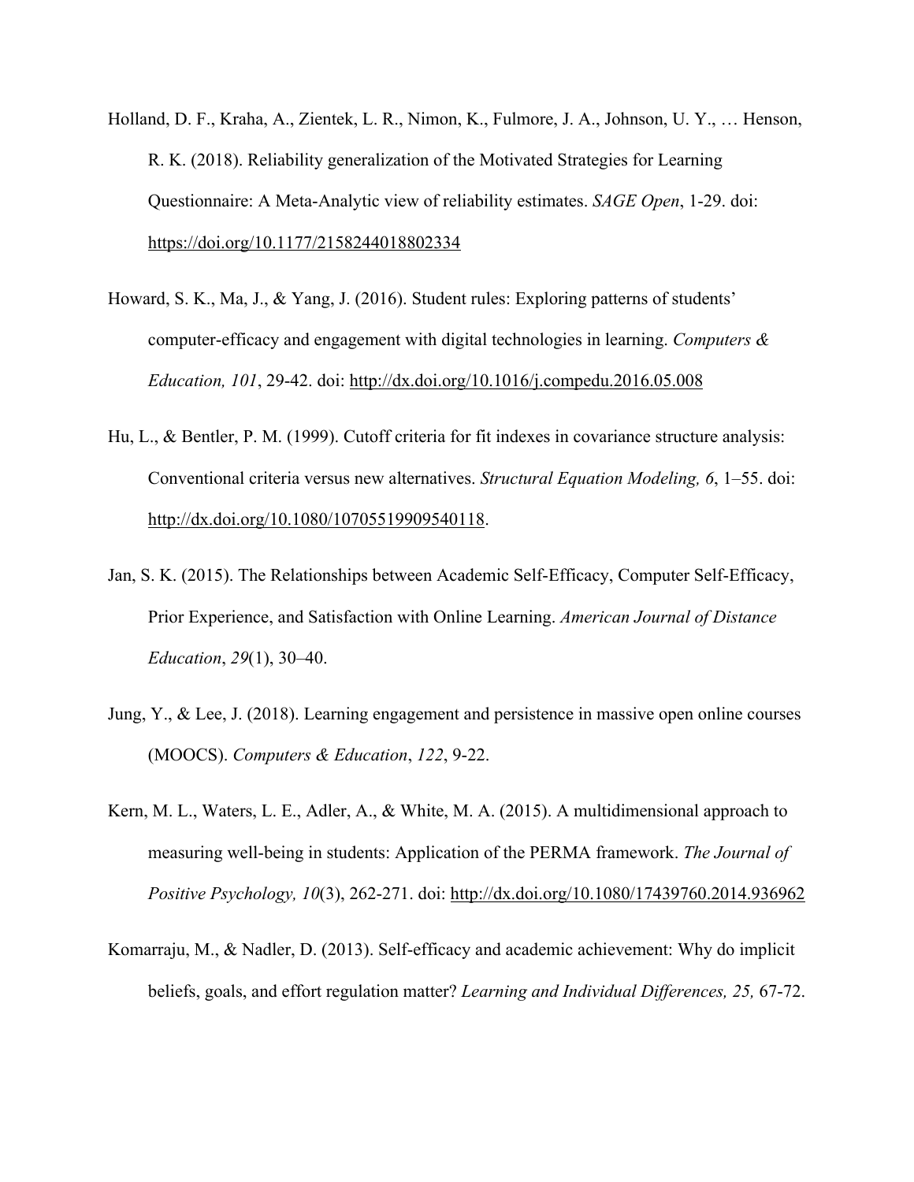Holland, D. F., Kraha, A., Zientek, L. R., Nimon, K., Fulmore, J. A., Johnson, U. Y., … Henson, R. K. (2018). Reliability generalization of the Motivated Strategies for Learning Questionnaire: A Meta-Analytic view of reliability estimates. *SAGE Open*, 1-29. doi: https://doi.org/10.1177/2158244018802334

Howard, S. K., Ma, J., & Yang, J. (2016). Student rules: Exploring patterns of students' computer-efficacy and engagement with digital technologies in learning. *Computers & Education, 101*, 29-42. doi: http://dx.doi.org/10.1016/j.compedu.2016.05.008

Hu, L., & Bentler, P. M. (1999). Cutoff criteria for fit indexes in covariance structure analysis: Conventional criteria versus new alternatives. *Structural Equation Modeling, 6*, 1–55. doi: http://dx.doi.org/10.1080/10705519909540118.

Jan, S. K. (2015). The Relationships between Academic Self-Efficacy, Computer Self-Efficacy, Prior Experience, and Satisfaction with Online Learning. *American Journal of Distance Education*, *29*(1), 30–40.

Jung, Y., & Lee, J. (2018). Learning engagement and persistence in massive open online courses (MOOCS). *Computers & Education*, *122*, 9-22.

Kern, M. L., Waters, L. E., Adler, A., & White, M. A. (2015). A multidimensional approach to measuring well-being in students: Application of the PERMA framework. *The Journal of Positive Psychology, 10*(3), 262-271. doi: http://dx.doi.org/10.1080/17439760.2014.936962

Komarraju, M., & Nadler, D. (2013). Self-efficacy and academic achievement: Why do implicit beliefs, goals, and effort regulation matter? *Learning and Individual Differences, 25,* 67-72.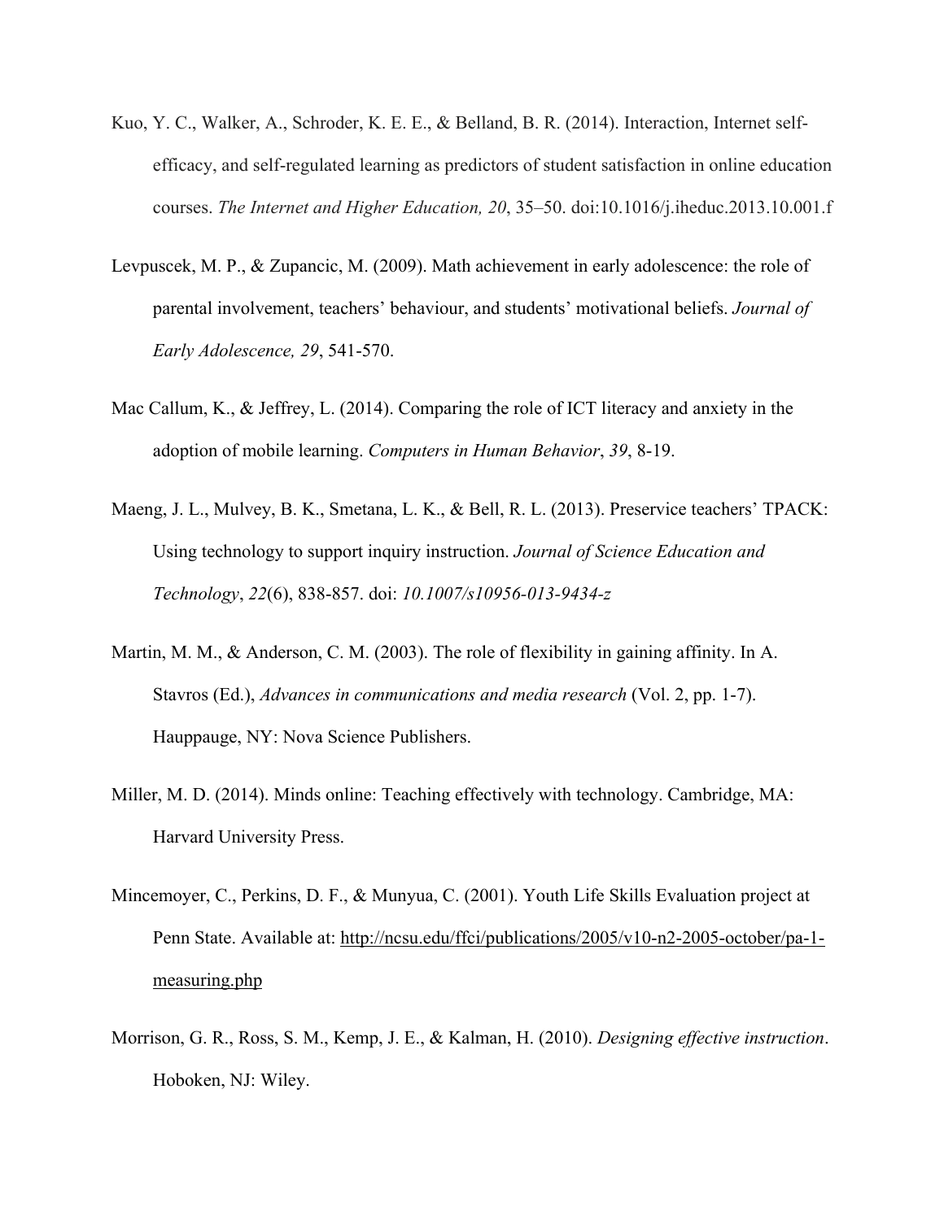Kuo, Y. C., Walker, A., Schroder, K. E. E., & Belland, B. R. (2014). Interaction, Internet self-efficacy, and self-regulated learning as predictors of student satisfaction in online education courses. *The Internet and Higher Education, 20*, 35–50. doi:10.1016/j.iheduc.2013.10.001.f

Levpuscek, M. P., & Zupancic, M. (2009). Math achievement in early adolescence: the role of parental involvement, teachers' behaviour, and students' motivational beliefs. *Journal of Early Adolescence, 29*, 541-570.

Mac Callum, K., & Jeffrey, L. (2014). Comparing the role of ICT literacy and anxiety in the adoption of mobile learning. *Computers in Human Behavior*, *39*, 8-19.

Maeng, J. L., Mulvey, B. K., Smetana, L. K., & Bell, R. L. (2013). Preservice teachers' TPACK: Using technology to support inquiry instruction. *Journal of Science Education and Technology*, *22*(6), 838-857. doi: *10.1007/s10956-013-9434-z*

Martin, M. M., & Anderson, C. M. (2003). The role of flexibility in gaining affinity. In A. Stavros (Ed.), *Advances in communications and media research* (Vol. 2, pp. 1-7). Hauppauge, NY: Nova Science Publishers.

Miller, M. D. (2014). Minds online: Teaching effectively with technology. Cambridge, MA: Harvard University Press.

Mincemoyer, C., Perkins, D. F., & Munyua, C. (2001). Youth Life Skills Evaluation project at Penn State. Available at: http://ncsu.edu/ffci/publications/2005/v10-n2-2005-october/pa-1-measuring.php

Morrison, G. R., Ross, S. M., Kemp, J. E., & Kalman, H. (2010). *Designing effective instruction*. Hoboken, NJ: Wiley.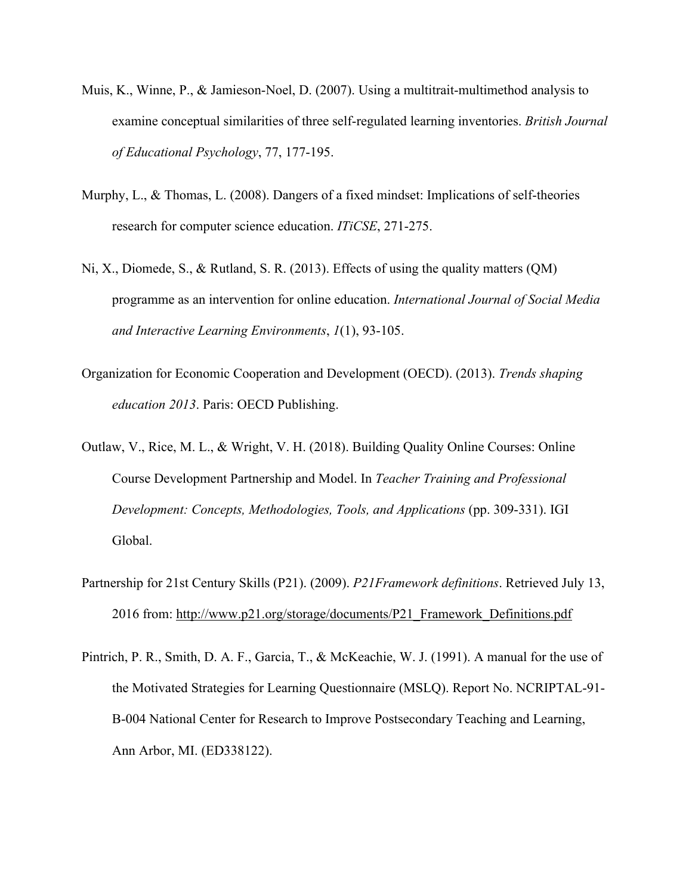Muis, K., Winne, P., & Jamieson-Noel, D. (2007). Using a multitrait-multimethod analysis to examine conceptual similarities of three self-regulated learning inventories. *British Journal of Educational Psychology*, 77, 177-195.

Murphy, L., & Thomas, L. (2008). Dangers of a fixed mindset: Implications of self-theories research for computer science education. *ITiCSE*, 271-275.

Ni, X., Diomede, S., & Rutland, S. R. (2013). Effects of using the quality matters (QM) programme as an intervention for online education. *International Journal of Social Media and Interactive Learning Environments*, *1*(1), 93-105.

Organization for Economic Cooperation and Development (OECD). (2013). *Trends shaping education 2013*. Paris: OECD Publishing.

Outlaw, V., Rice, M. L., & Wright, V. H. (2018). Building Quality Online Courses: Online Course Development Partnership and Model. In *Teacher Training and Professional Development: Concepts, Methodologies, Tools, and Applications* (pp. 309-331). IGI Global.

Partnership for 21st Century Skills (P21). (2009). *P21Framework definitions*. Retrieved July 13, 2016 from: http://www.p21.org/storage/documents/P21_Framework_Definitions.pdf

Pintrich, P. R., Smith, D. A. F., Garcia, T., & McKeachie, W. J. (1991). A manual for the use of the Motivated Strategies for Learning Questionnaire (MSLQ). Report No. NCRIPTAL-91-B-004 National Center for Research to Improve Postsecondary Teaching and Learning, Ann Arbor, MI. (ED338122).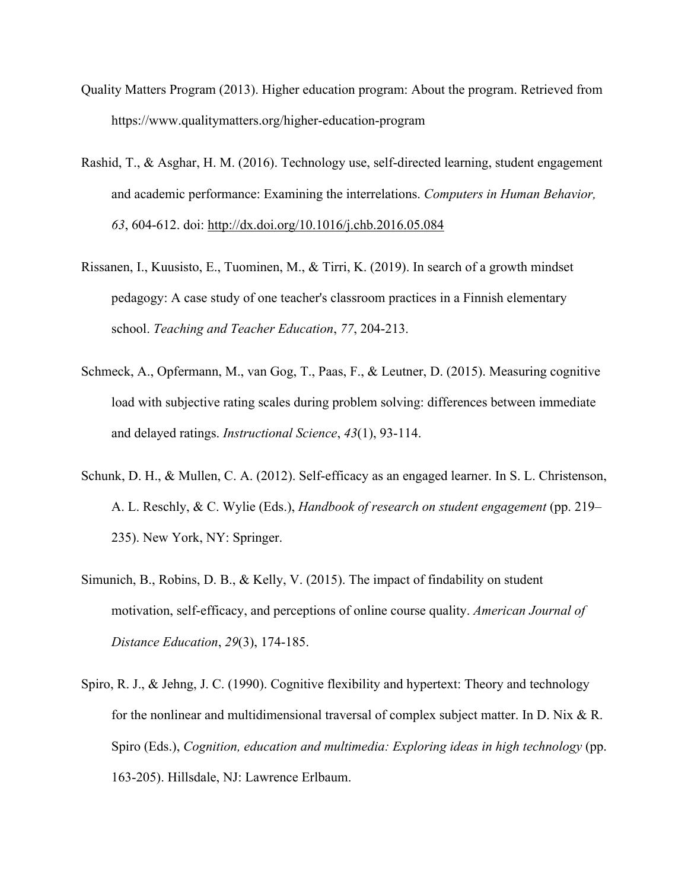Quality Matters Program (2013). Higher education program: About the program. Retrieved from https://www.qualitymatters.org/higher-education-program

Rashid, T., & Asghar, H. M. (2016). Technology use, self-directed learning, student engagement and academic performance: Examining the interrelations. *Computers in Human Behavior, 63*, 604-612. doi: http://dx.doi.org/10.1016/j.chb.2016.05.084

Rissanen, I., Kuusisto, E., Tuominen, M., & Tirri, K. (2019). In search of a growth mindset pedagogy: A case study of one teacher's classroom practices in a Finnish elementary school. *Teaching and Teacher Education*, *77*, 204-213.

Schmeck, A., Opfermann, M., van Gog, T., Paas, F., & Leutner, D. (2015). Measuring cognitive load with subjective rating scales during problem solving: differences between immediate and delayed ratings. *Instructional Science*, *43*(1), 93-114.

Schunk, D. H., & Mullen, C. A. (2012). Self-efficacy as an engaged learner. In S. L. Christenson, A. L. Reschly, & C. Wylie (Eds.), *Handbook of research on student engagement* (pp. 219–235). New York, NY: Springer.

Simunich, B., Robins, D. B., & Kelly, V. (2015). The impact of findability on student motivation, self-efficacy, and perceptions of online course quality. *American Journal of Distance Education*, *29*(3), 174-185.

Spiro, R. J., & Jehng, J. C. (1990). Cognitive flexibility and hypertext: Theory and technology for the nonlinear and multidimensional traversal of complex subject matter. In D. Nix & R. Spiro (Eds.), *Cognition, education and multimedia: Exploring ideas in high technology* (pp. 163-205). Hillsdale, NJ: Lawrence Erlbaum.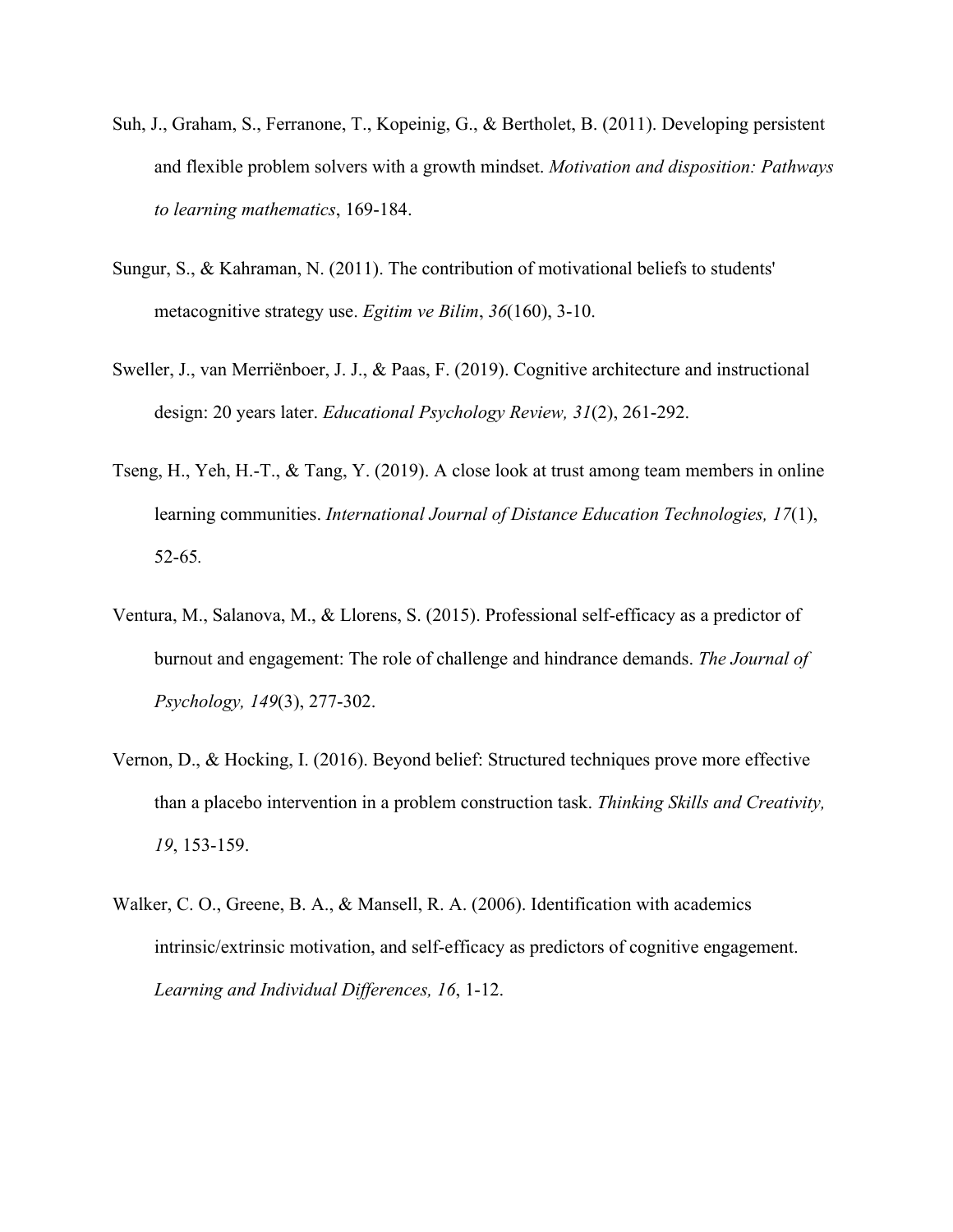Suh, J., Graham, S., Ferranone, T., Kopeinig, G., & Bertholet, B. (2011). Developing persistent and flexible problem solvers with a growth mindset. *Motivation and disposition: Pathways to learning mathematics*, 169-184.

Sungur, S., & Kahraman, N. (2011). The contribution of motivational beliefs to students' metacognitive strategy use. *Egitim ve Bilim*, *36*(160), 3-10.

Sweller, J., van Merriënboer, J. J., & Paas, F. (2019). Cognitive architecture and instructional design: 20 years later. *Educational Psychology Review, 31*(2), 261-292.

Tseng, H., Yeh, H.-T., & Tang, Y. (2019). A close look at trust among team members in online learning communities. *International Journal of Distance Education Technologies, 17*(1), 52-65.

Ventura, M., Salanova, M., & Llorens, S. (2015). Professional self-efficacy as a predictor of burnout and engagement: The role of challenge and hindrance demands. *The Journal of Psychology, 149*(3), 277-302.

Vernon, D., & Hocking, I. (2016). Beyond belief: Structured techniques prove more effective than a placebo intervention in a problem construction task. *Thinking Skills and Creativity, 19*, 153-159.

Walker, C. O., Greene, B. A., & Mansell, R. A. (2006). Identification with academics intrinsic/extrinsic motivation, and self-efficacy as predictors of cognitive engagement. *Learning and Individual Differences, 16*, 1-12.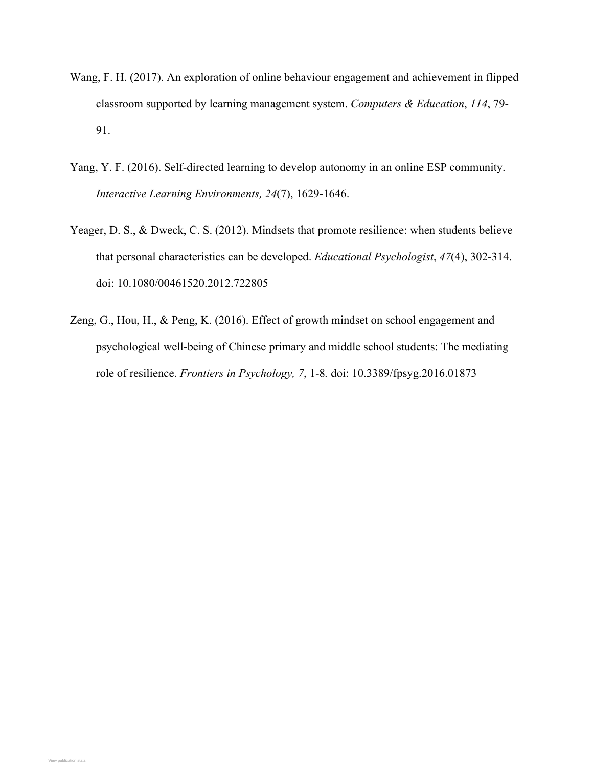Wang, F. H. (2017). An exploration of online behaviour engagement and achievement in flipped classroom supported by learning management system. *Computers & Education*, *114*, 79-91.

Yang, Y. F. (2016). Self-directed learning to develop autonomy in an online ESP community. *Interactive Learning Environments, 24*(7), 1629-1646.

Yeager, D. S., & Dweck, C. S. (2012). Mindsets that promote resilience: when students believe that personal characteristics can be developed. *Educational Psychologist*, *47*(4), 302-314. doi: 10.1080/00461520.2012.722805

Zeng, G., Hou, H., & Peng, K. (2016). Effect of growth mindset on school engagement and psychological well-being of Chinese primary and middle school students: The mediating role of resilience. *Frontiers in Psychology, 7*, 1-8*.* doi: 10.3389/fpsyg.2016.01873